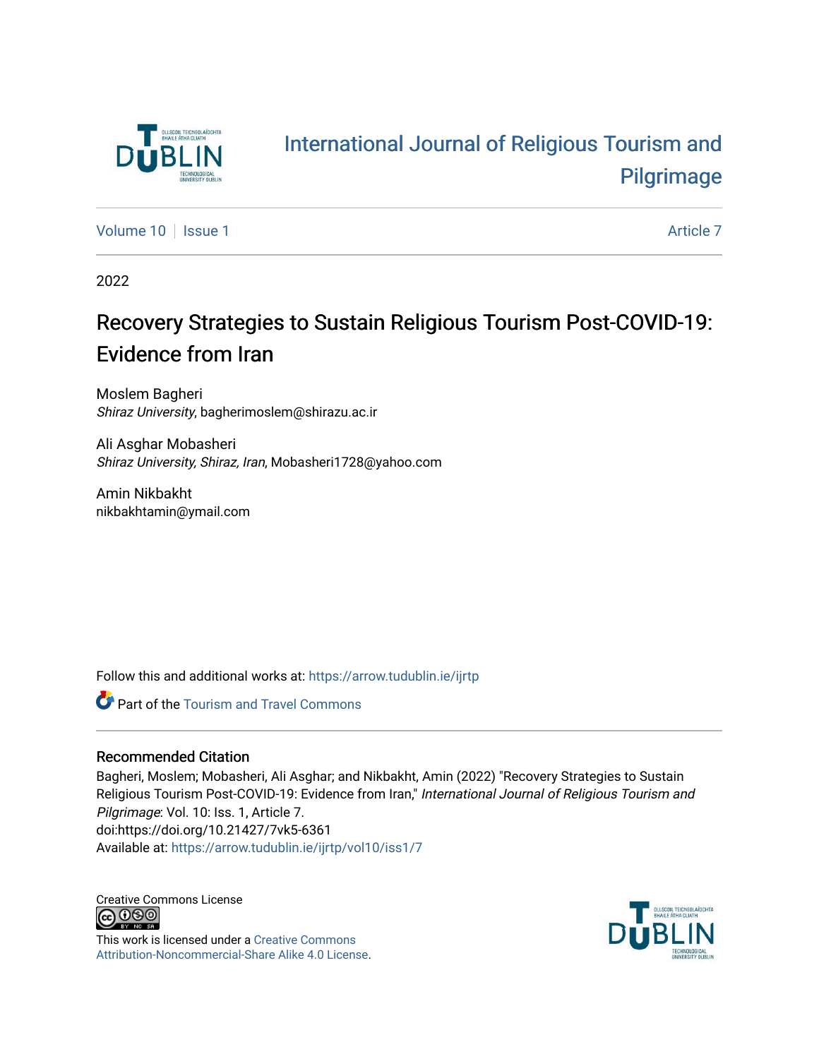International Journal of Religious Tourism and Pilgrimage

Volume 10 | Issue 1 | Article 7

2022

# Recovery Strategies to Sustain Religious Tourism Post-COVID-19: Evidence from Iran

Moslem Bagheri
*Shiraz University*, bagherimoslem@shirazu.ac.ir

Ali Asghar Mobasheri
*Shiraz University, Shiraz, Iran*, Mobasheri1728@yahoo.com

Amin Nikbakht
nikbakhtamin@ymail.com

Follow this and additional works at: https://arrow.tudublin.ie/ijrtp

Part of the Tourism and Travel Commons

## Recommended Citation

Bagheri, Moslem; Mobasheri, Ali Asghar; and Nikbakht, Amin (2022) "Recovery Strategies to Sustain Religious Tourism Post-COVID-19: Evidence from Iran," *International Journal of Religious Tourism and Pilgrimage*: Vol. 10: Iss. 1, Article 7.
doi:https://doi.org/10.21427/7vk5-6361
Available at: https://arrow.tudublin.ie/ijrtp/vol10/iss1/7

Creative Commons License

This work is licensed under a Creative Commons Attribution-Noncommercial-Share Alike 4.0 License.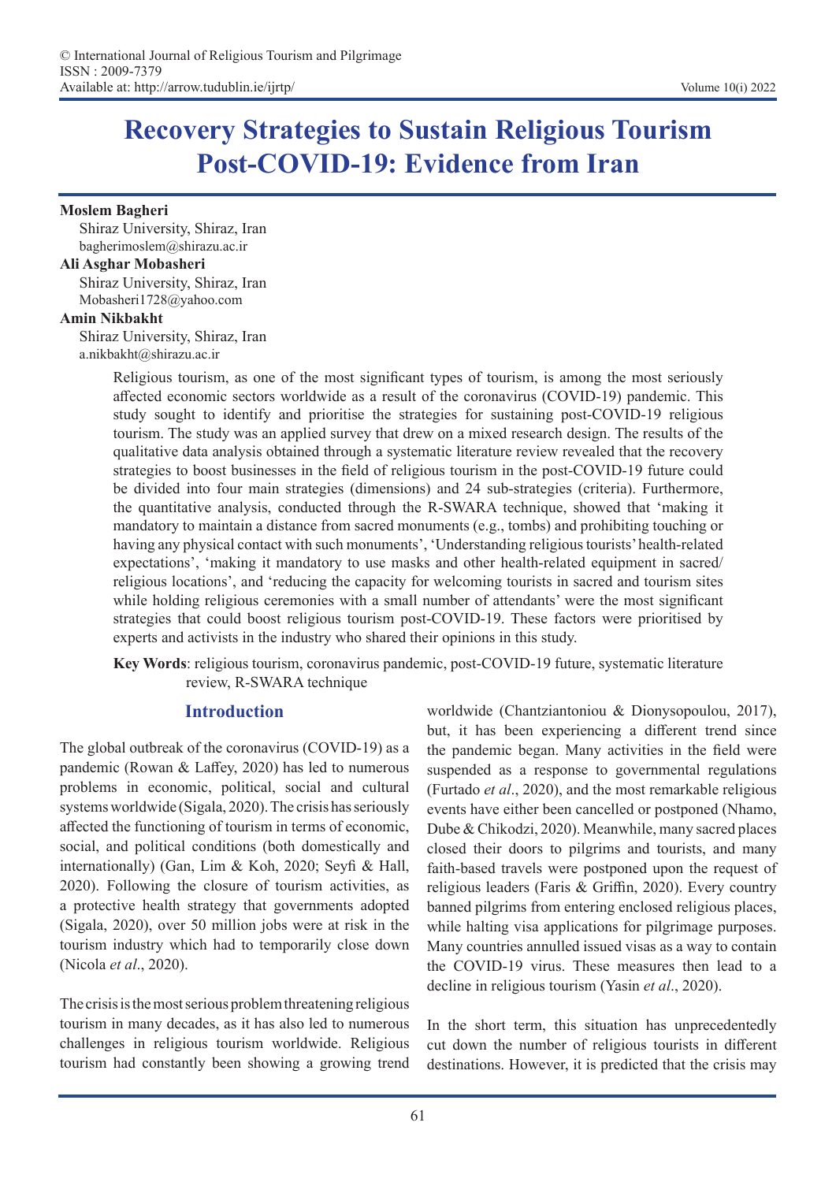# Recovery Strategies to Sustain Religious Tourism Post-COVID-19: Evidence from Iran

**Moslem Bagheri**
Shiraz University, Shiraz, Iran
bagherimoslem@shirazu.ac.ir

**Ali Asghar Mobasheri**
Shiraz University, Shiraz, Iran
Mobasheri1728@yahoo.com

**Amin Nikbakht**
Shiraz University, Shiraz, Iran
a.nikbakht@shirazu.ac.ir

Religious tourism, as one of the most significant types of tourism, is among the most seriously affected economic sectors worldwide as a result of the coronavirus (COVID-19) pandemic. This study sought to identify and prioritise the strategies for sustaining post-COVID-19 religious tourism. The study was an applied survey that drew on a mixed research design. The results of the qualitative data analysis obtained through a systematic literature review revealed that the recovery strategies to boost businesses in the field of religious tourism in the post-COVID-19 future could be divided into four main strategies (dimensions) and 24 sub-strategies (criteria). Furthermore, the quantitative analysis, conducted through the R-SWARA technique, showed that 'making it mandatory to maintain a distance from sacred monuments (e.g., tombs) and prohibiting touching or having any physical contact with such monuments', 'Understanding religious tourists' health-related expectations', 'making it mandatory to use masks and other health-related equipment in sacred/religious locations', and 'reducing the capacity for welcoming tourists in sacred and tourism sites while holding religious ceremonies with a small number of attendants' were the most significant strategies that could boost religious tourism post-COVID-19. These factors were prioritised by experts and activists in the industry who shared their opinions in this study.

**Key Words**: religious tourism, coronavirus pandemic, post-COVID-19 future, systematic literature review, R-SWARA technique

## Introduction

The global outbreak of the coronavirus (COVID-19) as a pandemic (Rowan & Laffey, 2020) has led to numerous problems in economic, political, social and cultural systems worldwide (Sigala, 2020). The crisis has seriously affected the functioning of tourism in terms of economic, social, and political conditions (both domestically and internationally) (Gan, Lim & Koh, 2020; Seyfi & Hall, 2020). Following the closure of tourism activities, as a protective health strategy that governments adopted (Sigala, 2020), over 50 million jobs were at risk in the tourism industry which had to temporarily close down (Nicola *et al*., 2020).

The crisis is the most serious problem threatening religious tourism in many decades, as it has also led to numerous challenges in religious tourism worldwide. Religious tourism had constantly been showing a growing trend worldwide (Chantziantoniou & Dionysopoulou, 2017), but, it has been experiencing a different trend since the pandemic began. Many activities in the field were suspended as a response to governmental regulations (Furtado *et al*., 2020), and the most remarkable religious events have either been cancelled or postponed (Nhamo, Dube & Chikodzi, 2020). Meanwhile, many sacred places closed their doors to pilgrims and tourists, and many faith-based travels were postponed upon the request of religious leaders (Faris & Griffin, 2020). Every country banned pilgrims from entering enclosed religious places, while halting visa applications for pilgrimage purposes. Many countries annulled issued visas as a way to contain the COVID-19 virus. These measures then lead to a decline in religious tourism (Yasin *et al*., 2020).

In the short term, this situation has unprecedentedly cut down the number of religious tourists in different destinations. However, it is predicted that the crisis may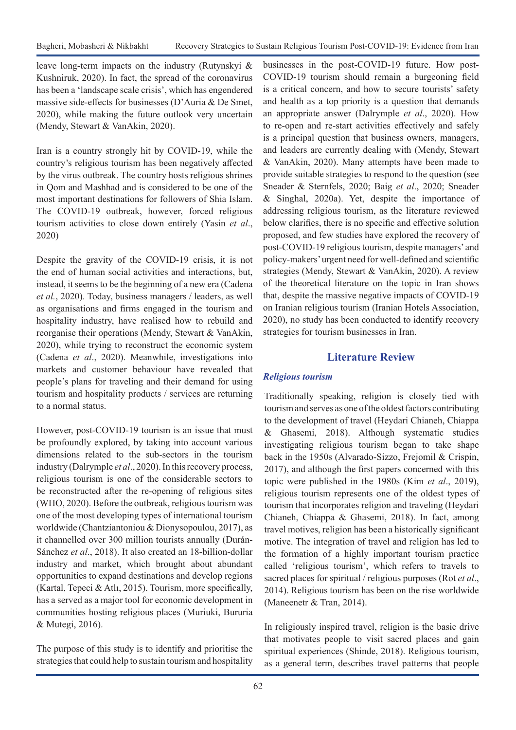leave long-term impacts on the industry (Rutynskyi & Kushniruk, 2020). In fact, the spread of the coronavirus has been a 'landscape scale crisis', which has engendered massive side-effects for businesses (D'Auria & De Smet, 2020), while making the future outlook very uncertain (Mendy, Stewart & VanAkin, 2020).

Iran is a country strongly hit by COVID-19, while the country's religious tourism has been negatively affected by the virus outbreak. The country hosts religious shrines in Qom and Mashhad and is considered to be one of the most important destinations for followers of Shia Islam. The COVID-19 outbreak, however, forced religious tourism activities to close down entirely (Yasin *et al*., 2020)

Despite the gravity of the COVID-19 crisis, it is not the end of human social activities and interactions, but, instead, it seems to be the beginning of a new era (Cadena *et al.*, 2020). Today, business managers / leaders, as well as organisations and firms engaged in the tourism and hospitality industry, have realised how to rebuild and reorganise their operations (Mendy, Stewart & VanAkin, 2020), while trying to reconstruct the economic system (Cadena *et al*., 2020). Meanwhile, investigations into markets and customer behaviour have revealed that people's plans for traveling and their demand for using tourism and hospitality products / services are returning to a normal status.

However, post-COVID-19 tourism is an issue that must be profoundly explored, by taking into account various dimensions related to the sub-sectors in the tourism industry (Dalrymple *et al*., 2020). In this recovery process, religious tourism is one of the considerable sectors to be reconstructed after the re-opening of religious sites (WHO, 2020). Before the outbreak, religious tourism was one of the most developing types of international tourism worldwide (Chantziantoniou & Dionysopoulou, 2017), as it channelled over 300 million tourists annually (Durán-Sánchez *et al*., 2018). It also created an 18-billion-dollar industry and market, which brought about abundant opportunities to expand destinations and develop regions (Kartal, Tepeci & Atlı, 2015). Tourism, more specifically, has a served as a major tool for economic development in communities hosting religious places (Muriuki, Bururia & Mutegi, 2016).

The purpose of this study is to identify and prioritise the strategies that could help to sustain tourism and hospitality businesses in the post-COVID-19 future. How post-COVID-19 tourism should remain a burgeoning field is a critical concern, and how to secure tourists' safety and health as a top priority is a question that demands an appropriate answer (Dalrymple *et al*., 2020). How to re-open and re-start activities effectively and safely is a principal question that business owners, managers, and leaders are currently dealing with (Mendy, Stewart & VanAkin, 2020). Many attempts have been made to provide suitable strategies to respond to the question (see Sneader & Sternfels, 2020; Baig *et al*., 2020; Sneader & Singhal, 2020a). Yet, despite the importance of addressing religious tourism, as the literature reviewed below clarifies, there is no specific and effective solution proposed, and few studies have explored the recovery of post-COVID-19 religious tourism, despite managers' and policy-makers' urgent need for well-defined and scientific strategies (Mendy, Stewart & VanAkin, 2020). A review of the theoretical literature on the topic in Iran shows that, despite the massive negative impacts of COVID-19 on Iranian religious tourism (Iranian Hotels Association, 2020), no study has been conducted to identify recovery strategies for tourism businesses in Iran.

## Literature Review

### *Religious tourism*

Traditionally speaking, religion is closely tied with tourism and serves as one of the oldest factors contributing to the development of travel (Heydari Chianeh, Chiappa & Ghasemi, 2018). Although systematic studies investigating religious tourism began to take shape back in the 1950s (Alvarado-Sizzo, Frejomil & Crispin, 2017), and although the first papers concerned with this topic were published in the 1980s (Kim *et al*., 2019), religious tourism represents one of the oldest types of tourism that incorporates religion and traveling (Heydari Chianeh, Chiappa & Ghasemi, 2018). In fact, among travel motives, religion has been a historically significant motive. The integration of travel and religion has led to the formation of a highly important tourism practice called 'religious tourism', which refers to travels to sacred places for spiritual / religious purposes (Rot *et al*., 2014). Religious tourism has been on the rise worldwide (Maneenetr & Tran, 2014).

In religiously inspired travel, religion is the basic drive that motivates people to visit sacred places and gain spiritual experiences (Shinde, 2018). Religious tourism, as a general term, describes travel patterns that people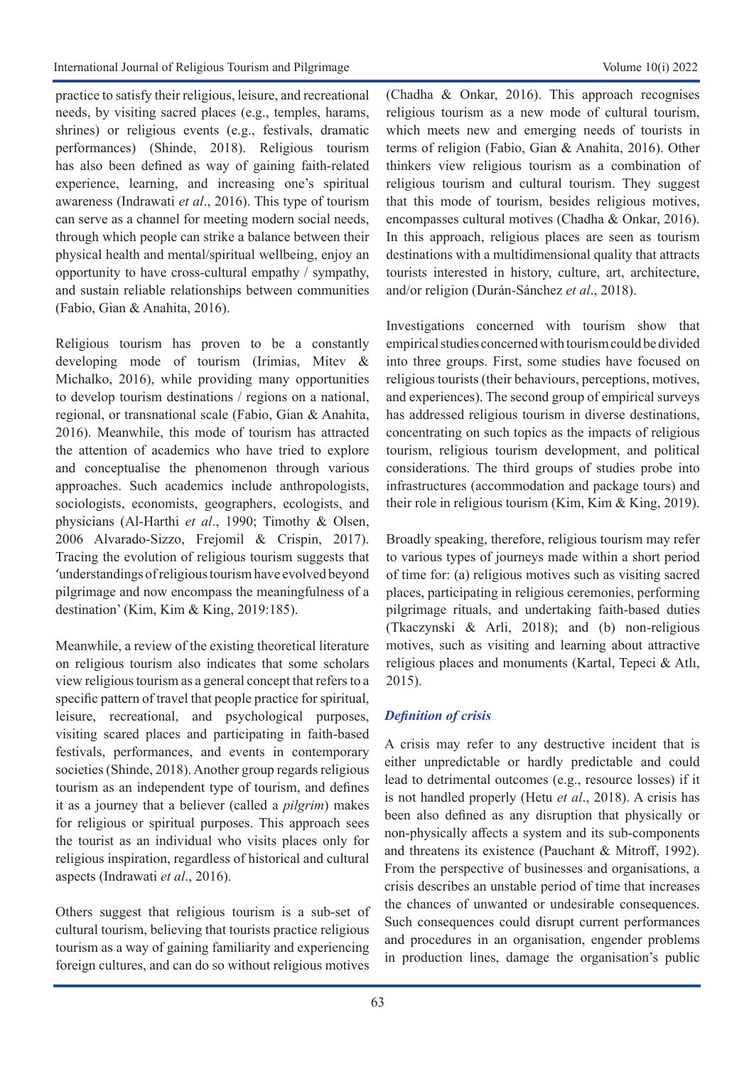practice to satisfy their religious, leisure, and recreational needs, by visiting sacred places (e.g., temples, harams, shrines) or religious events (e.g., festivals, dramatic performances) (Shinde, 2018). Religious tourism has also been defined as way of gaining faith-related experience, learning, and increasing one's spiritual awareness (Indrawati *et al*., 2016). This type of tourism can serve as a channel for meeting modern social needs, through which people can strike a balance between their physical health and mental/spiritual wellbeing, enjoy an opportunity to have cross-cultural empathy / sympathy, and sustain reliable relationships between communities (Fabio, Gian & Anahita, 2016).

Religious tourism has proven to be a constantly developing mode of tourism (Irimias, Mitev & Michalko, 2016), while providing many opportunities to develop tourism destinations / regions on a national, regional, or transnational scale (Fabio, Gian & Anahita, 2016). Meanwhile, this mode of tourism has attracted the attention of academics who have tried to explore and conceptualise the phenomenon through various approaches. Such academics include anthropologists, sociologists, economists, geographers, ecologists, and physicians (Al-Harthi *et al*., 1990; Timothy & Olsen, 2006 Alvarado-Sizzo, Frejomil & Crispin, 2017). Tracing the evolution of religious tourism suggests that 'understandings of religious tourism have evolved beyond pilgrimage and now encompass the meaningfulness of a destination' (Kim, Kim & King, 2019:185).

Meanwhile, a review of the existing theoretical literature on religious tourism also indicates that some scholars view religious tourism as a general concept that refers to a specific pattern of travel that people practice for spiritual, leisure, recreational, and psychological purposes, visiting scared places and participating in faith-based festivals, performances, and events in contemporary societies (Shinde, 2018). Another group regards religious tourism as an independent type of tourism, and defines it as a journey that a believer (called a *pilgrim*) makes for religious or spiritual purposes. This approach sees the tourist as an individual who visits places only for religious inspiration, regardless of historical and cultural aspects (Indrawati *et al*., 2016).

Others suggest that religious tourism is a sub-set of cultural tourism, believing that tourists practice religious tourism as a way of gaining familiarity and experiencing foreign cultures, and can do so without religious motives (Chadha & Onkar, 2016). This approach recognises religious tourism as a new mode of cultural tourism, which meets new and emerging needs of tourists in terms of religion (Fabio, Gian & Anahita, 2016). Other thinkers view religious tourism as a combination of religious tourism and cultural tourism. They suggest that this mode of tourism, besides religious motives, encompasses cultural motives (Chadha & Onkar, 2016). In this approach, religious places are seen as tourism destinations with a multidimensional quality that attracts tourists interested in history, culture, art, architecture, and/or religion (Durán-Sánchez *et al*., 2018).

Investigations concerned with tourism show that empirical studies concerned with tourism could be divided into three groups. First, some studies have focused on religious tourists (their behaviours, perceptions, motives, and experiences). The second group of empirical surveys has addressed religious tourism in diverse destinations, concentrating on such topics as the impacts of religious tourism, religious tourism development, and political considerations. The third groups of studies probe into infrastructures (accommodation and package tours) and their role in religious tourism (Kim, Kim & King, 2019).

Broadly speaking, therefore, religious tourism may refer to various types of journeys made within a short period of time for: (a) religious motives such as visiting sacred places, participating in religious ceremonies, performing pilgrimage rituals, and undertaking faith-based duties (Tkaczynski & Arli, 2018); and (b) non-religious motives, such as visiting and learning about attractive religious places and monuments (Kartal, Tepeci & Atlı, 2015).

### *Definition of crisis*

A crisis may refer to any destructive incident that is either unpredictable or hardly predictable and could lead to detrimental outcomes (e.g., resource losses) if it is not handled properly (Hetu *et al*., 2018). A crisis has been also defined as any disruption that physically or non-physically affects a system and its sub-components and threatens its existence (Pauchant & Mitroff, 1992). From the perspective of businesses and organisations, a crisis describes an unstable period of time that increases the chances of unwanted or undesirable consequences. Such consequences could disrupt current performances and procedures in an organisation, engender problems in production lines, damage the organisation's public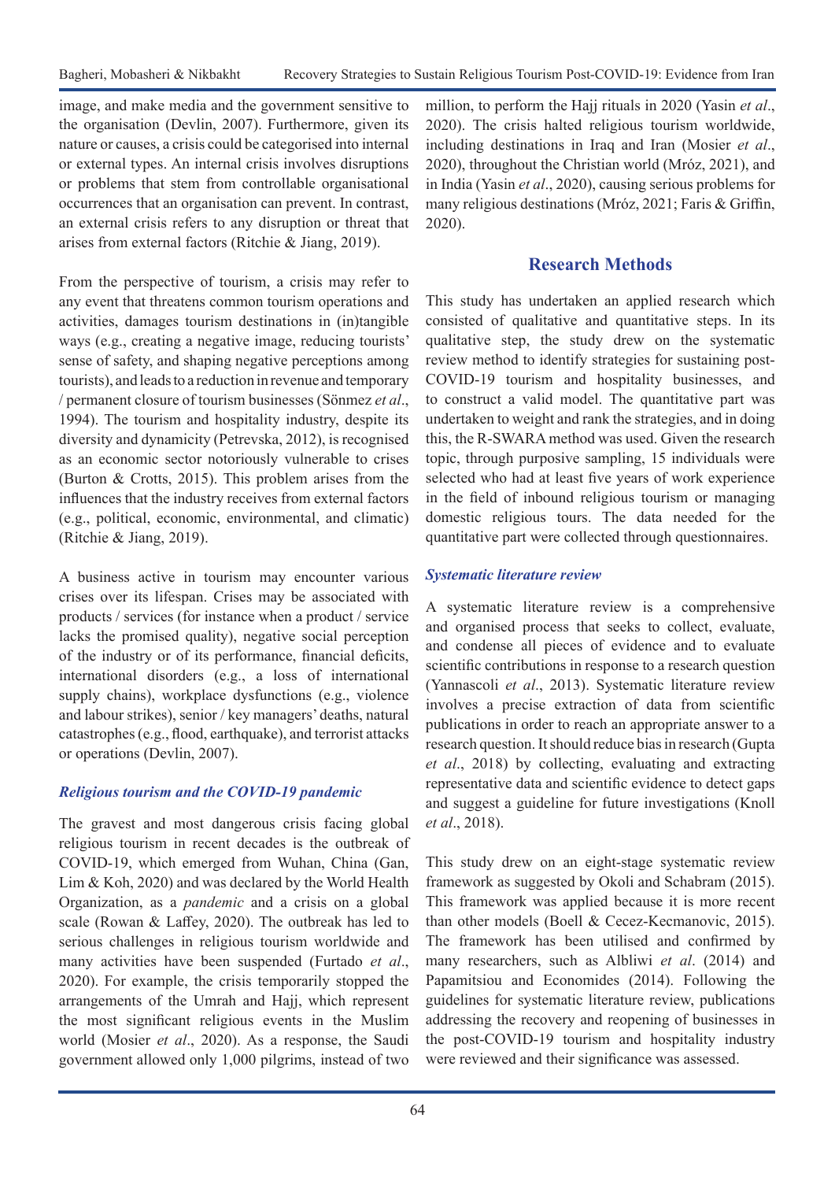image, and make media and the government sensitive to the organisation (Devlin, 2007). Furthermore, given its nature or causes, a crisis could be categorised into internal or external types. An internal crisis involves disruptions or problems that stem from controllable organisational occurrences that an organisation can prevent. In contrast, an external crisis refers to any disruption or threat that arises from external factors (Ritchie & Jiang, 2019).

From the perspective of tourism, a crisis may refer to any event that threatens common tourism operations and activities, damages tourism destinations in (in)tangible ways (e.g., creating a negative image, reducing tourists' sense of safety, and shaping negative perceptions among tourists), and leads to a reduction in revenue and temporary / permanent closure of tourism businesses (Sönmez *et al*., 1994). The tourism and hospitality industry, despite its diversity and dynamicity (Petrevska, 2012), is recognised as an economic sector notoriously vulnerable to crises (Burton & Crotts, 2015). This problem arises from the influences that the industry receives from external factors (e.g., political, economic, environmental, and climatic) (Ritchie & Jiang, 2019).

A business active in tourism may encounter various crises over its lifespan. Crises may be associated with products / services (for instance when a product / service lacks the promised quality), negative social perception of the industry or of its performance, financial deficits, international disorders (e.g., a loss of international supply chains), workplace dysfunctions (e.g., violence and labour strikes), senior / key managers' deaths, natural catastrophes (e.g., flood, earthquake), and terrorist attacks or operations (Devlin, 2007).

### *Religious tourism and the COVID-19 pandemic*

The gravest and most dangerous crisis facing global religious tourism in recent decades is the outbreak of COVID-19, which emerged from Wuhan, China (Gan, Lim & Koh, 2020) and was declared by the World Health Organization, as a *pandemic* and a crisis on a global scale (Rowan & Laffey, 2020). The outbreak has led to serious challenges in religious tourism worldwide and many activities have been suspended (Furtado *et al*., 2020). For example, the crisis temporarily stopped the arrangements of the Umrah and Hajj, which represent the most significant religious events in the Muslim world (Mosier *et al*., 2020). As a response, the Saudi government allowed only 1,000 pilgrims, instead of two million, to perform the Hajj rituals in 2020 (Yasin *et al*., 2020). The crisis halted religious tourism worldwide, including destinations in Iraq and Iran (Mosier *et al*., 2020), throughout the Christian world (Mróz, 2021), and in India (Yasin *et al*., 2020), causing serious problems for many religious destinations (Mróz, 2021; Faris & Griffin, 2020).

## Research Methods

This study has undertaken an applied research which consisted of qualitative and quantitative steps. In its qualitative step, the study drew on the systematic review method to identify strategies for sustaining post-COVID-19 tourism and hospitality businesses, and to construct a valid model. The quantitative part was undertaken to weight and rank the strategies, and in doing this, the R-SWARA method was used. Given the research topic, through purposive sampling, 15 individuals were selected who had at least five years of work experience in the field of inbound religious tourism or managing domestic religious tours. The data needed for the quantitative part were collected through questionnaires.

### *Systematic literature review*

A systematic literature review is a comprehensive and organised process that seeks to collect, evaluate, and condense all pieces of evidence and to evaluate scientific contributions in response to a research question (Yannascoli *et al*., 2013). Systematic literature review involves a precise extraction of data from scientific publications in order to reach an appropriate answer to a research question. It should reduce bias in research (Gupta *et al*., 2018) by collecting, evaluating and extracting representative data and scientific evidence to detect gaps and suggest a guideline for future investigations (Knoll *et al*., 2018).

This study drew on an eight-stage systematic review framework as suggested by Okoli and Schabram (2015). This framework was applied because it is more recent than other models (Boell & Cecez-Kecmanovic, 2015). The framework has been utilised and confirmed by many researchers, such as Albliwi *et al*. (2014) and Papamitsiou and Economides (2014). Following the guidelines for systematic literature review, publications addressing the recovery and reopening of businesses in the post-COVID-19 tourism and hospitality industry were reviewed and their significance was assessed.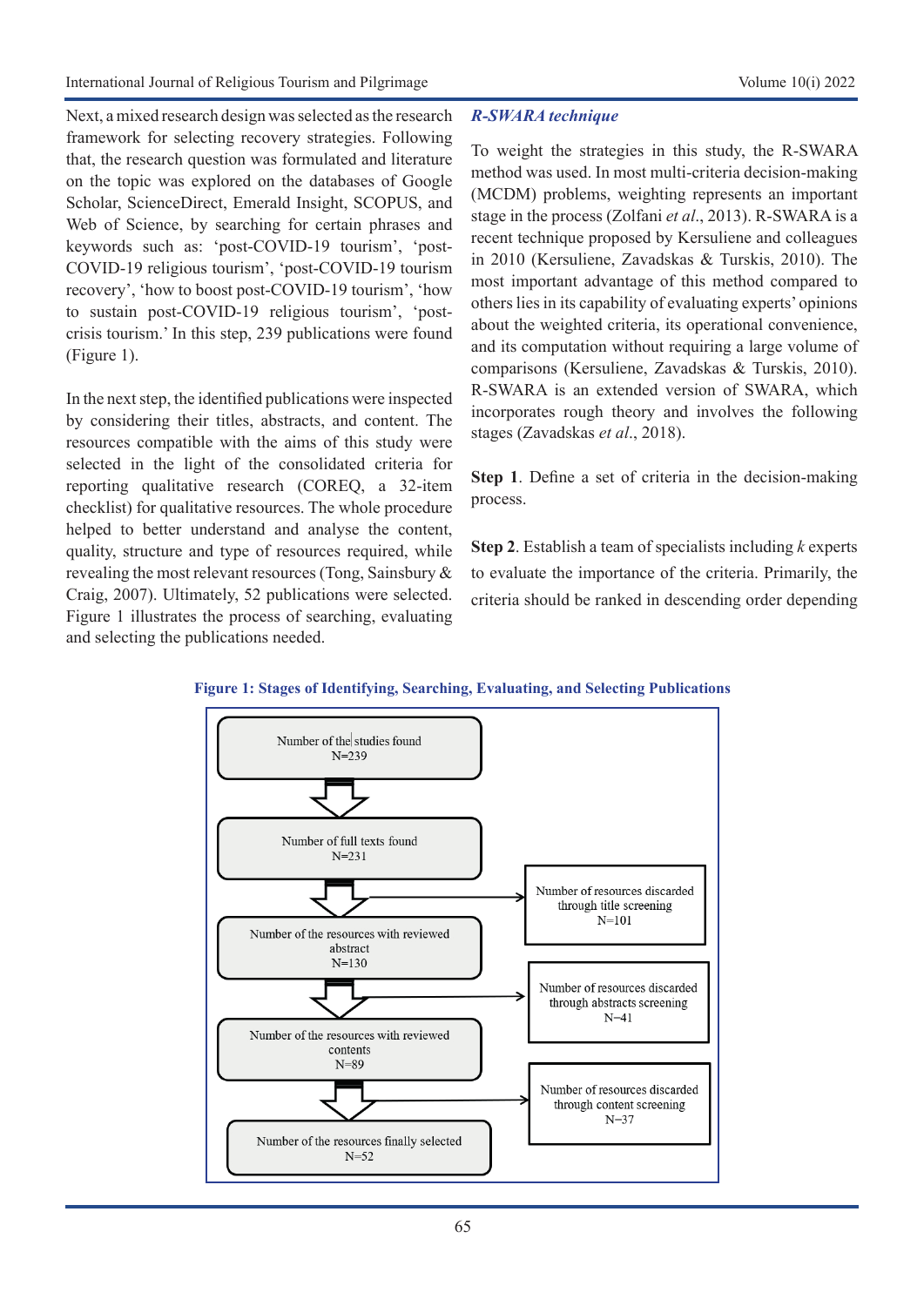Next, a mixed research design was selected as the research framework for selecting recovery strategies. Following that, the research question was formulated and literature on the topic was explored on the databases of Google Scholar, ScienceDirect, Emerald Insight, SCOPUS, and Web of Science, by searching for certain phrases and keywords such as: 'post-COVID-19 tourism', 'post-COVID-19 religious tourism', 'post-COVID-19 tourism recovery', 'how to boost post-COVID-19 tourism', 'how to sustain post-COVID-19 religious tourism', 'post-crisis tourism.' In this step, 239 publications were found (Figure 1).

In the next step, the identified publications were inspected by considering their titles, abstracts, and content. The resources compatible with the aims of this study were selected in the light of the consolidated criteria for reporting qualitative research (COREQ, a 32-item checklist) for qualitative resources. The whole procedure helped to better understand and analyse the content, quality, structure and type of resources required, while revealing the most relevant resources (Tong, Sainsbury & Craig, 2007). Ultimately, 52 publications were selected. Figure 1 illustrates the process of searching, evaluating and selecting the publications needed.

### *R-SWARA technique*

To weight the strategies in this study, the R-SWARA method was used. In most multi-criteria decision-making (MCDM) problems, weighting represents an important stage in the process (Zolfani *et al*., 2013). R-SWARA is a recent technique proposed by Kersuliene and colleagues in 2010 (Kersuliene, Zavadskas & Turskis, 2010). The most important advantage of this method compared to others lies in its capability of evaluating experts' opinions about the weighted criteria, its operational convenience, and its computation without requiring a large volume of comparisons (Kersuliene, Zavadskas & Turskis, 2010). R-SWARA is an extended version of SWARA, which incorporates rough theory and involves the following stages (Zavadskas *et al*., 2018).

**Step 1**. Define a set of criteria in the decision-making process.

**Step 2**. Establish a team of specialists including $k$ experts to evaluate the importance of the criteria. Primarily, the criteria should be ranked in descending order depending

**Figure 1: Stages of Identifying, Searching, Evaluating, and Selecting Publications**

Number of the studies found N=239
→ Number of full texts found N=231
→ Number of the resources with reviewed abstract N=130 (Number of resources discarded through title screening N=101)
→ Number of the resources with reviewed contents N=89 (Number of resources discarded through abstracts screening N=41)
→ Number of the resources finally selected N=52 (Number of resources discarded through content screening N=37)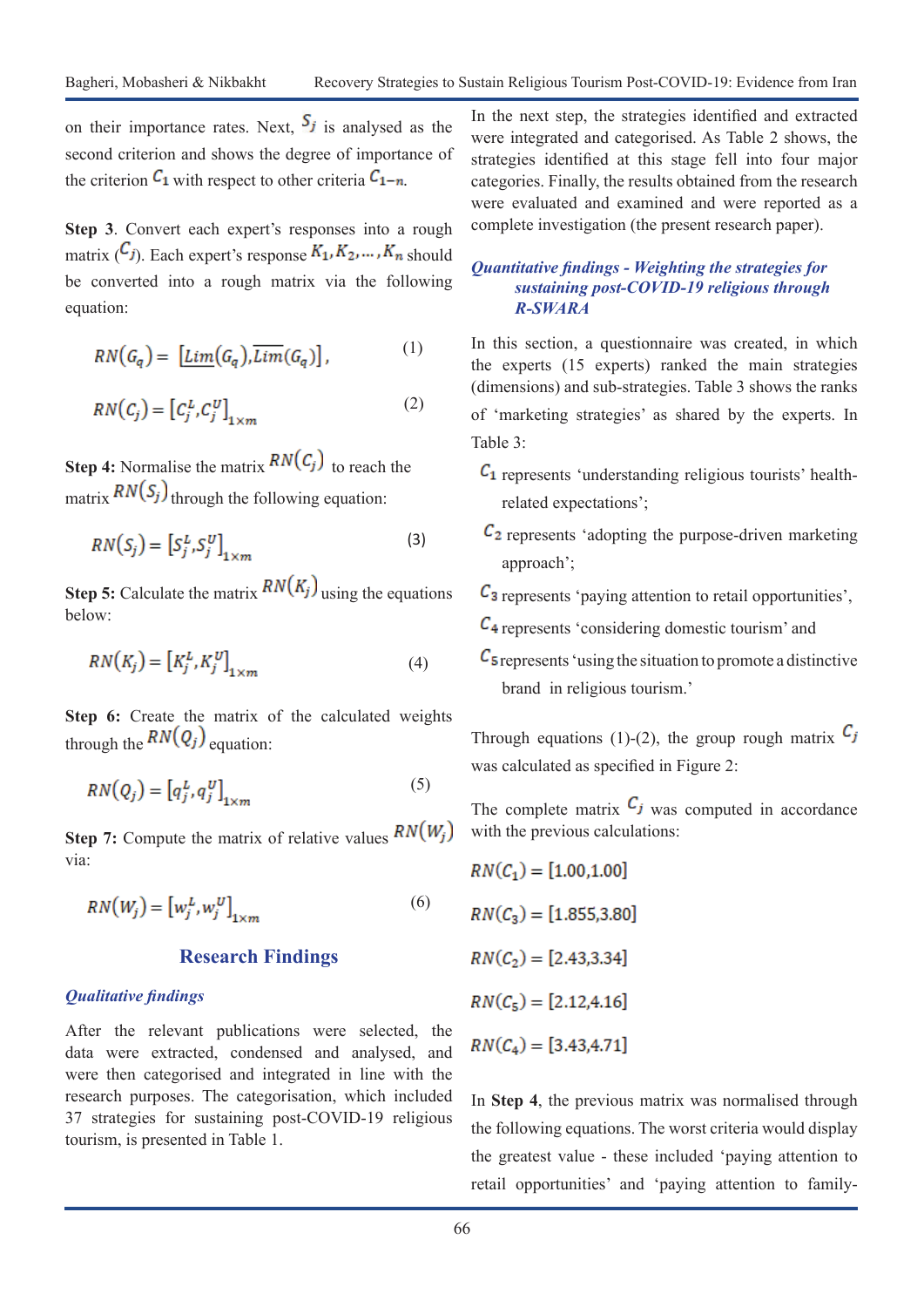on their importance rates. Next, $S_j$ is analysed as the second criterion and shows the degree of importance of the criterion $C_1$ with respect to other criteria $C_{1-n}$.

**Step 3**. Convert each expert's responses into a rough matrix ($C_j$). Each expert's response $K_1, K_2, \ldots, K_n$ should be converted into a rough matrix via the following equation:

$$RN(G_q) = [\underline{Lim}(G_q), \overline{Lim}(G_q)], \tag{1}$$

$$RN(C_j) = [C_j^L, C_j^U]_{1\times m} \tag{2}$$

**Step 4:** Normalise the matrix $RN(C_j)$ to reach the matrix $RN(S_j)$ through the following equation:

$$RN(S_j) = [S_j^L, S_j^U]_{1\times m} \tag{3}$$

**Step 5:** Calculate the matrix $RN(K_j)$ using the equations below:

$$RN(K_j) = [K_j^L, K_j^U]_{1\times m} \tag{4}$$

**Step 6:** Create the matrix of the calculated weights through the $RN(Q_j)$ equation:

$$RN(Q_j) = [q_j^L, q_j^U]_{1\times m} \tag{5}$$

**Step 7:** Compute the matrix of relative values $RN(W_j)$ via:

$$RN(W_j) = [w_j^L, w_j^U]_{1\times m} \tag{6}$$

## Research Findings

### *Qualitative findings*

After the relevant publications were selected, the data were extracted, condensed and analysed, and were then categorised and integrated in line with the research purposes. The categorisation, which included 37 strategies for sustaining post-COVID-19 religious tourism, is presented in Table 1.

In the next step, the strategies identified and extracted were integrated and categorised. As Table 2 shows, the strategies identified at this stage fell into four major categories. Finally, the results obtained from the research were evaluated and examined and were reported as a complete investigation (the present research paper).

### *Quantitative findings - Weighting the strategies for sustaining post-COVID-19 religious through R-SWARA*

In this section, a questionnaire was created, in which the experts (15 experts) ranked the main strategies (dimensions) and sub-strategies. Table 3 shows the ranks of 'marketing strategies' as shared by the experts. In Table 3:

- $C_1$ represents 'understanding religious tourists' health-related expectations';
- $C_2$ represents 'adopting the purpose-driven marketing approach';
- $C_3$ represents 'paying attention to retail opportunities',
- $C_4$ represents 'considering domestic tourism' and
- $C_5$ represents 'using the situation to promote a distinctive brand in religious tourism.'

Through equations (1)-(2), the group rough matrix $C_j$ was calculated as specified in Figure 2:

The complete matrix $C_j$ was computed in accordance with the previous calculations:

$$RN(C_1) = [1.00, 1.00]$$

$$RN(C_3) = [1.855, 3.80]$$

$$RN(C_2) = [2.43, 3.34]$$

$$RN(C_5) = [2.12, 4.16]$$

$$RN(C_4) = [3.43, 4.71]$$

In **Step 4**, the previous matrix was normalised through the following equations. The worst criteria would display the greatest value - these included 'paying attention to retail opportunities' and 'paying attention to family-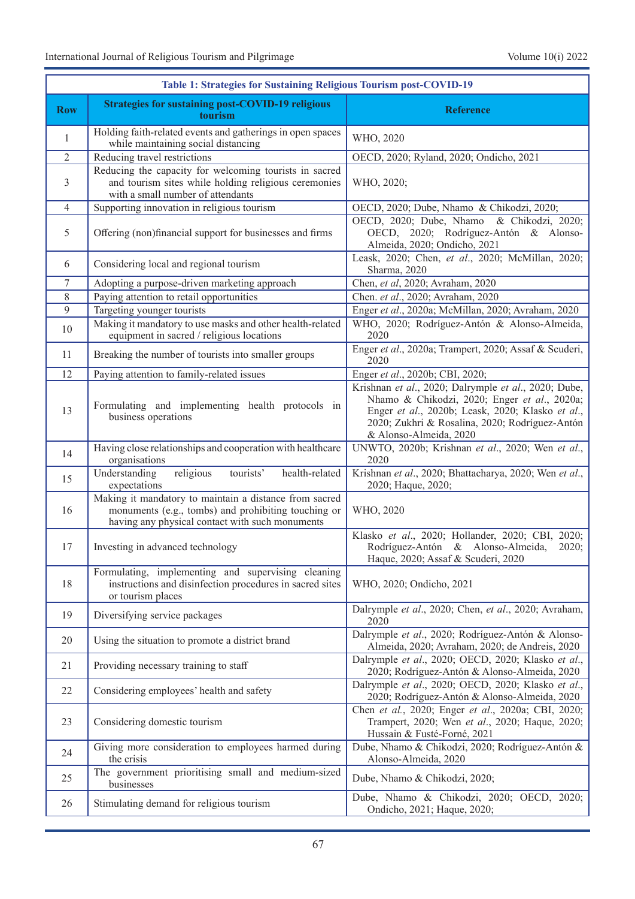**Table 1: Strategies for Sustaining Religious Tourism post-COVID-19**

| Row | Strategies for sustaining post-COVID-19 religious tourism | Reference |
|---|---|---|
| 1 | Holding faith-related events and gatherings in open spaces while maintaining social distancing | WHO, 2020 |
| 2 | Reducing travel restrictions | OECD, 2020; Ryland, 2020; Ondicho, 2021 |
| 3 | Reducing the capacity for welcoming tourists in sacred and tourism sites while holding religious ceremonies with a small number of attendants | WHO, 2020; |
| 4 | Supporting innovation in religious tourism | OECD, 2020; Dube, Nhamo & Chikodzi, 2020; |
| 5 | Offering (non)financial support for businesses and firms | OECD, 2020; Dube, Nhamo & Chikodzi, 2020; OECD, 2020; Rodríguez-Antón & Alonso-Almeida, 2020; Ondicho, 2021 |
| 6 | Considering local and regional tourism | Leask, 2020; Chen, *et al*., 2020; McMillan, 2020; Sharma, 2020 |
| 7 | Adopting a purpose-driven marketing approach | Chen, *et al*, 2020; Avraham, 2020 |
| 8 | Paying attention to retail opportunities | Chen. *et al*., 2020; Avraham, 2020 |
| 9 | Targeting younger tourists | Enger *et al*., 2020a; McMillan, 2020; Avraham, 2020 |
| 10 | Making it mandatory to use masks and other health-related equipment in sacred / religious locations | WHO, 2020; Rodríguez-Antón & Alonso-Almeida, 2020 |
| 11 | Breaking the number of tourists into smaller groups | Enger *et al*., 2020a; Trampert, 2020; Assaf & Scuderi, 2020 |
| 12 | Paying attention to family-related issues | Enger *et al*., 2020b; CBI, 2020; |
| 13 | Formulating and implementing health protocols in business operations | Krishnan *et al*., 2020; Dalrymple *et al*., 2020; Dube, Nhamo & Chikodzi, 2020; Enger *et al*., 2020a; Enger *et al*., 2020b; Leask, 2020; Klasko *et al*., 2020; Zukhri & Rosalina, 2020; Rodríguez-Antón & Alonso-Almeida, 2020 |
| 14 | Having close relationships and cooperation with healthcare organisations | UNWTO, 2020b; Krishnan *et al*., 2020; Wen *et al*., 2020 |
| 15 | Understanding religious tourists' health-related expectations | Krishnan *et al*., 2020; Bhattacharya, 2020; Wen *et al*., 2020; Haque, 2020; |
| 16 | Making it mandatory to maintain a distance from sacred monuments (e.g., tombs) and prohibiting touching or having any physical contact with such monuments | WHO, 2020 |
| 17 | Investing in advanced technology | Klasko *et al*., 2020; Hollander, 2020; CBI, 2020; Rodríguez-Antón & Alonso-Almeida, 2020; Haque, 2020; Assaf & Scuderi, 2020 |
| 18 | Formulating, implementing and supervising cleaning instructions and disinfection procedures in sacred sites or tourism places | WHO, 2020; Ondicho, 2021 |
| 19 | Diversifying service packages | Dalrymple *et al*., 2020; Chen, *et al*., 2020; Avraham, 2020 |
| 20 | Using the situation to promote a district brand | Dalrymple *et al*., 2020; Rodríguez-Antón & Alonso-Almeida, 2020; Avraham, 2020; de Andreis, 2020 |
| 21 | Providing necessary training to staff | Dalrymple *et al*., 2020; OECD, 2020; Klasko *et al*., 2020; Rodríguez-Antón & Alonso-Almeida, 2020 |
| 22 | Considering employees' health and safety | Dalrymple *et al*., 2020; OECD, 2020; Klasko *et al*., 2020; Rodríguez-Antón & Alonso-Almeida, 2020 |
| 23 | Considering domestic tourism | Chen *et al*., 2020; Enger *et al*., 2020a; CBI, 2020; Trampert, 2020; Wen *et al*., 2020; Haque, 2020; Hussain & Fusté-Forné, 2021 |
| 24 | Giving more consideration to employees harmed during the crisis | Dube, Nhamo & Chikodzi, 2020; Rodríguez-Antón & Alonso-Almeida, 2020 |
| 25 | The government prioritising small and medium-sized businesses | Dube, Nhamo & Chikodzi, 2020; |
| 26 | Stimulating demand for religious tourism | Dube, Nhamo & Chikodzi, 2020; OECD, 2020; Ondicho, 2021; Haque, 2020; |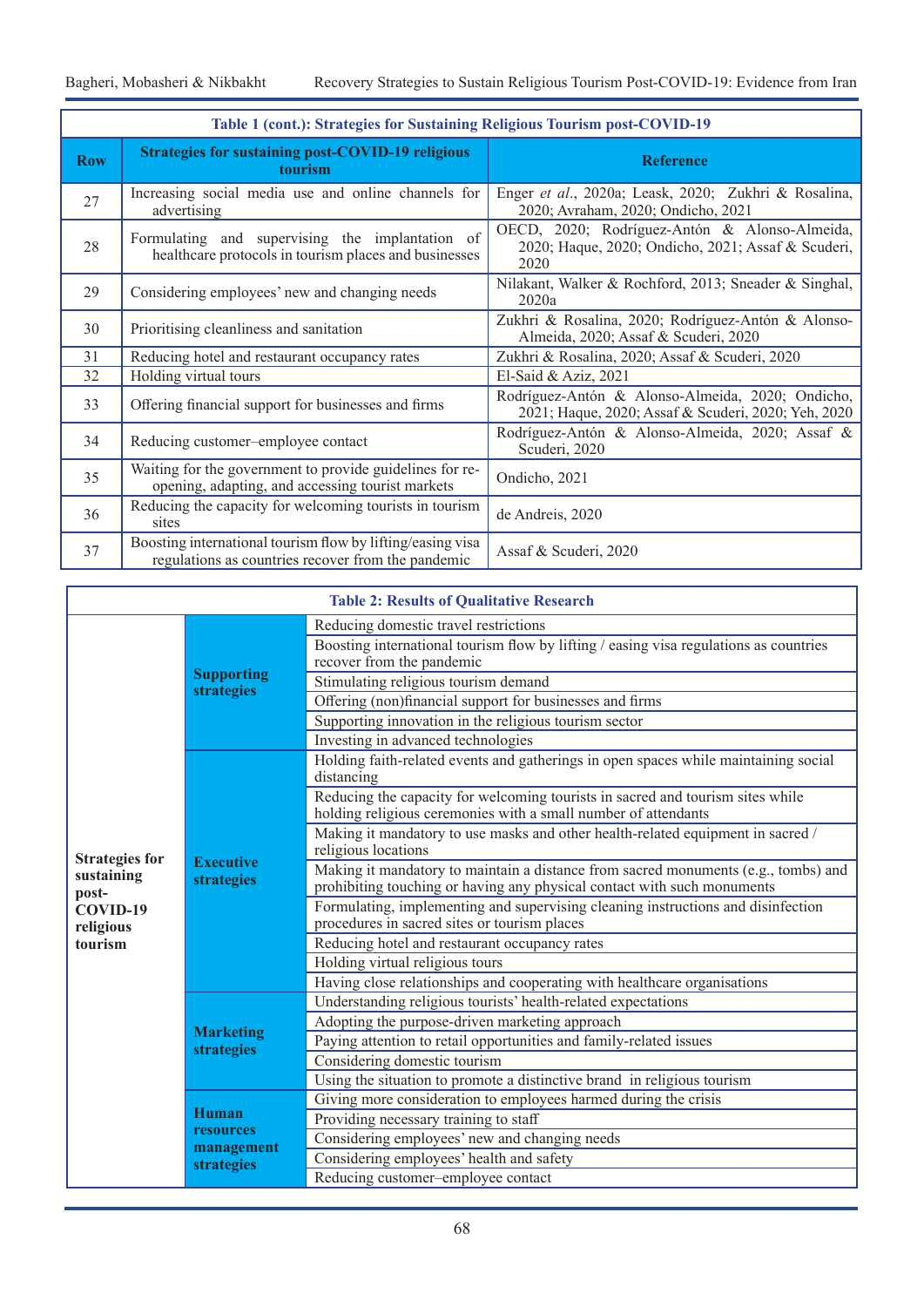**Table 1 (cont.): Strategies for Sustaining Religious Tourism post-COVID-19**

| Row | Strategies for sustaining post-COVID-19 religious tourism | Reference |
|---|---|---|
| 27 | Increasing social media use and online channels for advertising | Enger *et al*., 2020a; Leask, 2020; Zukhri & Rosalina, 2020; Avraham, 2020; Ondicho, 2021 |
| 28 | Formulating and supervising the implantation of healthcare protocols in tourism places and businesses | OECD, 2020; Rodríguez-Antón & Alonso-Almeida, 2020; Haque, 2020; Ondicho, 2021; Assaf & Scuderi, 2020 |
| 29 | Considering employees' new and changing needs | Nilakant, Walker & Rochford, 2013; Sneader & Singhal, 2020a |
| 30 | Prioritising cleanliness and sanitation | Zukhri & Rosalina, 2020; Rodríguez-Antón & Alonso-Almeida, 2020; Assaf & Scuderi, 2020 |
| 31 | Reducing hotel and restaurant occupancy rates | Zukhri & Rosalina, 2020; Assaf & Scuderi, 2020 |
| 32 | Holding virtual tours | El-Said & Aziz, 2021 |
| 33 | Offering financial support for businesses and firms | Rodríguez-Antón & Alonso-Almeida, 2020; Ondicho, 2021; Haque, 2020; Assaf & Scuderi, 2020; Yeh, 2020 |
| 34 | Reducing customer–employee contact | Rodríguez-Antón & Alonso-Almeida, 2020; Assaf & Scuderi, 2020 |
| 35 | Waiting for the government to provide guidelines for re-opening, adapting, and accessing tourist markets | Ondicho, 2021 |
| 36 | Reducing the capacity for welcoming tourists in tourism sites | de Andreis, 2020 |
| 37 | Boosting international tourism flow by lifting/easing visa regulations as countries recover from the pandemic | Assaf & Scuderi, 2020 |

**Table 2: Results of Qualitative Research**

| | | |
|---|---|---|
| Strategies for sustaining post-COVID-19 religious tourism | Supporting strategies | Reducing domestic travel restrictions |
| | | Boosting international tourism flow by lifting / easing visa regulations as countries recover from the pandemic |
| | | Stimulating religious tourism demand |
| | | Offering (non)financial support for businesses and firms |
| | | Supporting innovation in the religious tourism sector |
| | | Investing in advanced technologies |
| | Executive strategies | Holding faith-related events and gatherings in open spaces while maintaining social distancing |
| | | Reducing the capacity for welcoming tourists in sacred and tourism sites while holding religious ceremonies with a small number of attendants |
| | | Making it mandatory to use masks and other health-related equipment in sacred / religious locations |
| | | Making it mandatory to maintain a distance from sacred monuments (e.g., tombs) and prohibiting touching or having any physical contact with such monuments |
| | | Formulating, implementing and supervising cleaning instructions and disinfection procedures in sacred sites or tourism places |
| | | Reducing hotel and restaurant occupancy rates |
| | | Holding virtual religious tours |
| | | Having close relationships and cooperating with healthcare organisations |
| | Marketing strategies | Understanding religious tourists' health-related expectations |
| | | Adopting the purpose-driven marketing approach |
| | | Paying attention to retail opportunities and family-related issues |
| | | Considering domestic tourism |
| | | Using the situation to promote a distinctive brand in religious tourism |
| | Human resources management strategies | Giving more consideration to employees harmed during the crisis |
| | | Providing necessary training to staff |
| | | Considering employees' new and changing needs |
| | | Considering employees' health and safety |
| | | Reducing customer–employee contact |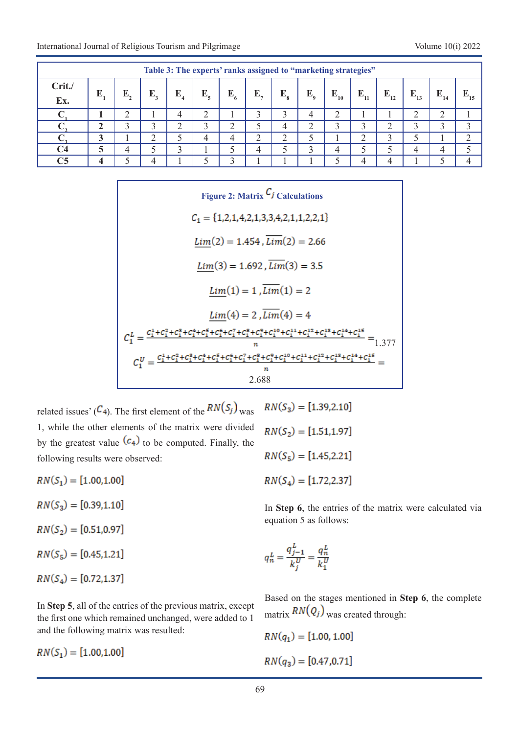**Table 3: The experts' ranks assigned to "marketing strategies"**

| Crit./ Ex. | $E_1$ | $E_2$ | $E_3$ | $E_4$ | $E_5$ | $E_6$ | $E_7$ | $E_8$ | $E_9$ | $E_{10}$ | $E_{11}$ | $E_{12}$ | $E_{13}$ | $E_{14}$ | $E_{15}$ |
|---|---|---|---|---|---|---|---|---|---|---|---|---|---|---|---|
| $C_1$ | **1** | 2 | 1 | 4 | 2 | 1 | 3 | 3 | 4 | 2 | 1 | 1 | 2 | 2 | 1 |
| $C_2$ | **2** | 3 | 3 | 2 | 3 | 2 | 5 | 4 | 2 | 3 | 3 | 2 | 3 | 3 | 3 |
| $C_3$ | **3** | 1 | 2 | 5 | 4 | 4 | 2 | 2 | 5 | 1 | 2 | 3 | 5 | 1 | 2 |
| C4 | **5** | 4 | 5 | 3 | 1 | 5 | 4 | 5 | 3 | 4 | 5 | 5 | 4 | 4 | 5 |
| C5 | **4** | 5 | 4 | 1 | 5 | 3 | 1 | 1 | 1 | 5 | 4 | 4 | 1 | 5 | 4 |

**Figure 2: Matrix $C_j$ Calculations**

$$C_1 = \{1,2,1,4,2,1,3,3,4,2,1,1,2,2,1\}$$

$$\underline{Lim}(2) = 1.454\,, \overline{Lim}(2) = 2.66$$

$$\underline{Lim}(3) = 1.692\,, \overline{Lim}(3) = 3.5$$

$$\underline{Lim}(1) = 1\,, \overline{Lim}(1) = 2$$

$$\underline{Lim}(4) = 2\,, \overline{Lim}(4) = 4$$

$$c_1^L = \frac{c_1^1+c_1^2+c_1^3+c_1^4+c_1^5+c_1^6+c_1^7+c_1^8+c_1^9+c_1^{10}+c_1^{11}+c_1^{12}+c_1^{13}+c_1^{14}+c_1^{15}}{n} = 1.377$$

$$c_1^U = \frac{c_1^1+c_1^2+c_1^3+c_1^4+c_1^5+c_1^6+c_1^7+c_1^8+c_1^9+c_1^{10}+c_1^{11}+c_1^{12}+c_1^{13}+c_1^{14}+c_1^{15}}{n} = 2.688$$

related issues' ($C_4$). The first element of the $RN(S_j)$ was 1, while the other elements of the matrix were divided by the greatest value $(c_4)$ to be computed. Finally, the following results were observed:

$RN(S_1) = [1.00,1.00]$

$RN(S_3) = [0.39,1.10]$

$RN(S_2) = [0.51,0.97]$

$RN(S_5) = [0.45,1.21]$

$RN(S_4) = [0.72,1.37]$

In **Step 5**, all of the entries of the previous matrix, except the first one which remained unchanged, were added to 1 and the following matrix was resulted:

$RN(S_1) = [1.00,1.00]$

$RN(S_3) = [1.39,2.10]$

$RN(S_2) = [1.51,1.97]$

$RN(S_5) = [1.45,2.21]$

$RN(S_4) = [1.72,2.37]$

In **Step 6**, the entries of the matrix were calculated via equation 5 as follows:

$$q_n^L = \frac{q_{j-1}^L}{k_j^U} = \frac{q_n^L}{k_1^U}$$

Based on the stages mentioned in **Step 6**, the complete matrix $RN(Q_j)$ was created through:

$RN(q_1) = [1.00, 1.00]$

$RN(q_3) = [0.47,0.71]$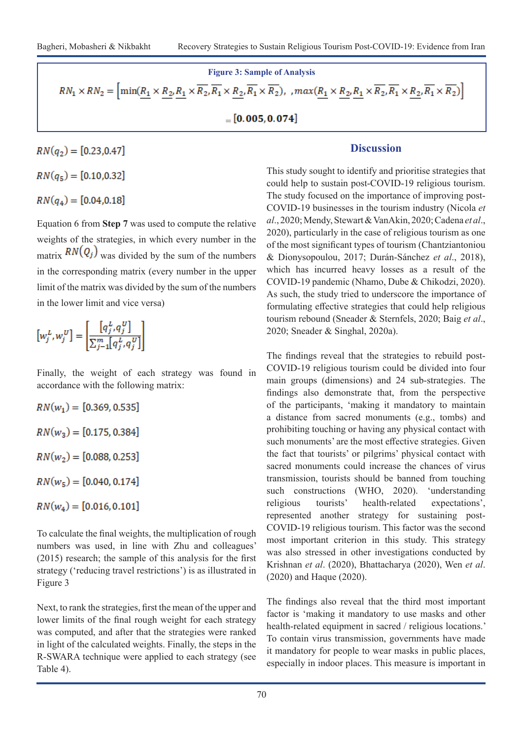**Figure 3: Sample of Analysis**

$$RN_1 \times RN_2 = \left[\min(\underline{R_1} \times \underline{R_2}, \underline{R_1} \times \overline{R_2}, \overline{R_1} \times \underline{R_2}, \overline{R_1} \times \overline{R_2}), \ , max(\underline{R_1} \times \underline{R_2}, \underline{R_1} \times \overline{R_2}, \overline{R_1} \times \underline{R_2}, \overline{R_1} \times \overline{R_2})\right]$$

$$= [0.005, 0.074]$$

$RN(q_2) = [0.23, 0.47]$

$RN(q_5) = [0.10, 0.32]$

$RN(q_4) = [0.04, 0.18]$

Equation 6 from **Step 7** was used to compute the relative weights of the strategies, in which every number in the matrix $RN(Q_j)$ was divided by the sum of the numbers in the corresponding matrix (every number in the upper limit of the matrix was divided by the sum of the numbers in the lower limit and vice versa)

$$[w_j^L, w_j^U] = \left[\frac{[q_j^L, q_j^U]}{\sum_{j=1}^{m} [q_j^L, q_j^U]}\right]$$

Finally, the weight of each strategy was found in accordance with the following matrix:

$RN(w_1) = [0.369, 0.535]$

$RN(w_3) = [0.175, 0.384]$

$RN(w_2) = [0.088, 0.253]$

$RN(w_5) = [0.040, 0.174]$

$RN(w_4) = [0.016, 0.101]$

To calculate the final weights, the multiplication of rough numbers was used, in line with Zhu and colleagues' (2015) research; the sample of this analysis for the first strategy ('reducing travel restrictions') is as illustrated in Figure 3

Next, to rank the strategies, first the mean of the upper and lower limits of the final rough weight for each strategy was computed, and after that the strategies were ranked in light of the calculated weights. Finally, the steps in the R-SWARA technique were applied to each strategy (see Table 4).

## Discussion

This study sought to identify and prioritise strategies that could help to sustain post-COVID-19 religious tourism. The study focused on the importance of improving post-COVID-19 businesses in the tourism industry (Nicola *et al*., 2020; Mendy, Stewart & VanAkin, 2020; Cadena *et al*., 2020), particularly in the case of religious tourism as one of the most significant types of tourism (Chantziantoniou & Dionysopoulou, 2017; Durán-Sánchez *et al*., 2018), which has incurred heavy losses as a result of the COVID-19 pandemic (Nhamo, Dube & Chikodzi, 2020). As such, the study tried to underscore the importance of formulating effective strategies that could help religious tourism rebound (Sneader & Sternfels, 2020; Baig *et al*., 2020; Sneader & Singhal, 2020a).

The findings reveal that the strategies to rebuild post-COVID-19 religious tourism could be divided into four main groups (dimensions) and 24 sub-strategies. The findings also demonstrate that, from the perspective of the participants, 'making it mandatory to maintain a distance from sacred monuments (e.g., tombs) and prohibiting touching or having any physical contact with such monuments' are the most effective strategies. Given the fact that tourists' or pilgrims' physical contact with sacred monuments could increase the chances of virus transmission, tourists should be banned from touching such constructions (WHO, 2020). 'understanding religious tourists' health-related expectations', represented another strategy for sustaining post-COVID-19 religious tourism. This factor was the second most important criterion in this study. This strategy was also stressed in other investigations conducted by Krishnan *et al*. (2020), Bhattacharya (2020), Wen *et al*. (2020) and Haque (2020).

The findings also reveal that the third most important factor is 'making it mandatory to use masks and other health-related equipment in sacred / religious locations.' To contain virus transmission, governments have made it mandatory for people to wear masks in public places, especially in indoor places. This measure is important in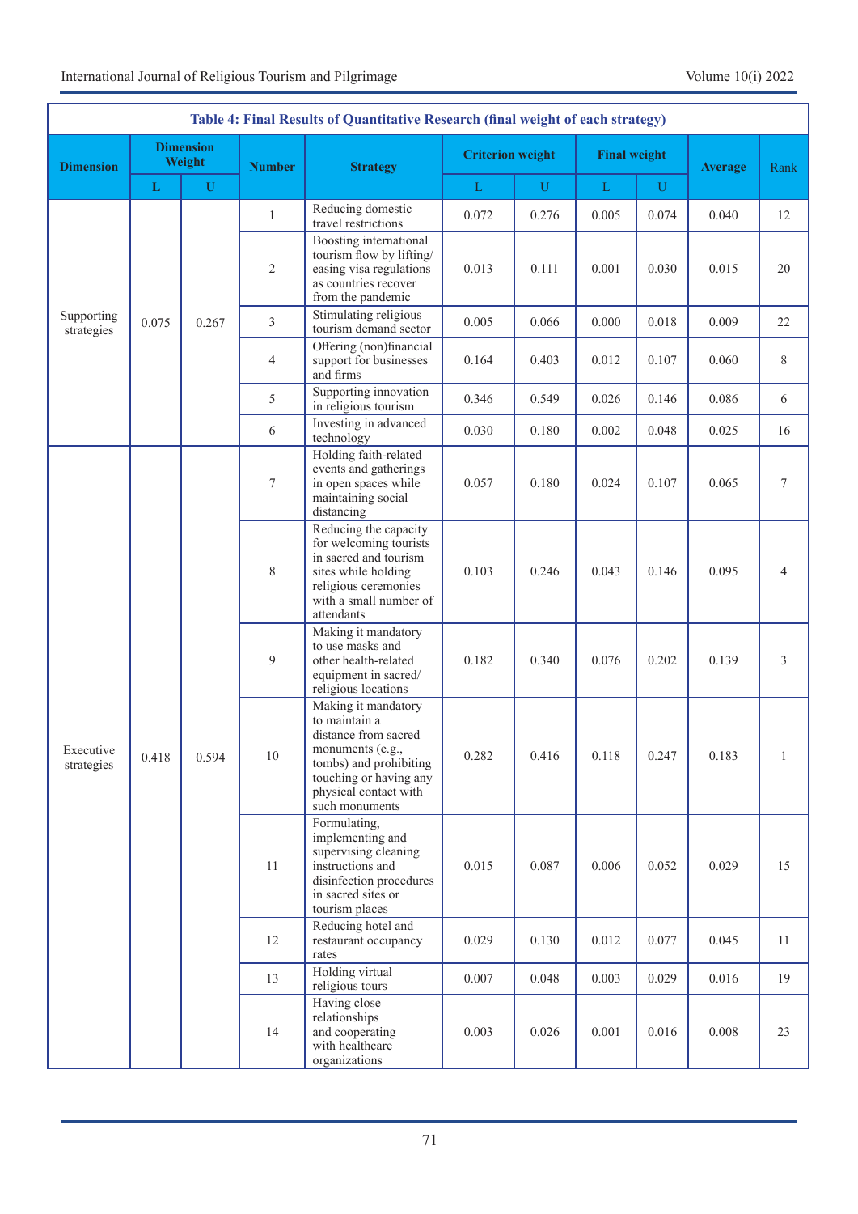**Table 4: Final Results of Quantitative Research (final weight of each strategy)**

| Dimension | Dimension Weight | | Number | Strategy | Criterion weight | | Final weight | | Average | Rank |
|---|---|---|---|---|---|---|---|---|---|---|
| | L | U | | | L | U | L | U | | |
| Supporting strategies | 0.075 | 0.267 | 1 | Reducing domestic travel restrictions | 0.072 | 0.276 | 0.005 | 0.074 | 0.040 | 12 |
| | | | 2 | Boosting international tourism flow by lifting/ easing visa regulations as countries recover from the pandemic | 0.013 | 0.111 | 0.001 | 0.030 | 0.015 | 20 |
| | | | 3 | Stimulating religious tourism demand sector | 0.005 | 0.066 | 0.000 | 0.018 | 0.009 | 22 |
| | | | 4 | Offering (non)financial support for businesses and firms | 0.164 | 0.403 | 0.012 | 0.107 | 0.060 | 8 |
| | | | 5 | Supporting innovation in religious tourism | 0.346 | 0.549 | 0.026 | 0.146 | 0.086 | 6 |
| | | | 6 | Investing in advanced technology | 0.030 | 0.180 | 0.002 | 0.048 | 0.025 | 16 |
| Executive strategies | 0.418 | 0.594 | 7 | Holding faith-related events and gatherings in open spaces while maintaining social distancing | 0.057 | 0.180 | 0.024 | 0.107 | 0.065 | 7 |
| | | | 8 | Reducing the capacity for welcoming tourists in sacred and tourism sites while holding religious ceremonies with a small number of attendants | 0.103 | 0.246 | 0.043 | 0.146 | 0.095 | 4 |
| | | | 9 | Making it mandatory to use masks and other health-related equipment in sacred/ religious locations | 0.182 | 0.340 | 0.076 | 0.202 | 0.139 | 3 |
| | | | 10 | Making it mandatory to maintain a distance from sacred monuments (e.g., tombs) and prohibiting touching or having any physical contact with such monuments | 0.282 | 0.416 | 0.118 | 0.247 | 0.183 | 1 |
| | | | 11 | Formulating, implementing and supervising cleaning instructions and disinfection procedures in sacred sites or tourism places | 0.015 | 0.087 | 0.006 | 0.052 | 0.029 | 15 |
| | | | 12 | Reducing hotel and restaurant occupancy rates | 0.029 | 0.130 | 0.012 | 0.077 | 0.045 | 11 |
| | | | 13 | Holding virtual religious tours | 0.007 | 0.048 | 0.003 | 0.029 | 0.016 | 19 |
| | | | 14 | Having close relationships and cooperating with healthcare organizations | 0.003 | 0.026 | 0.001 | 0.016 | 0.008 | 23 |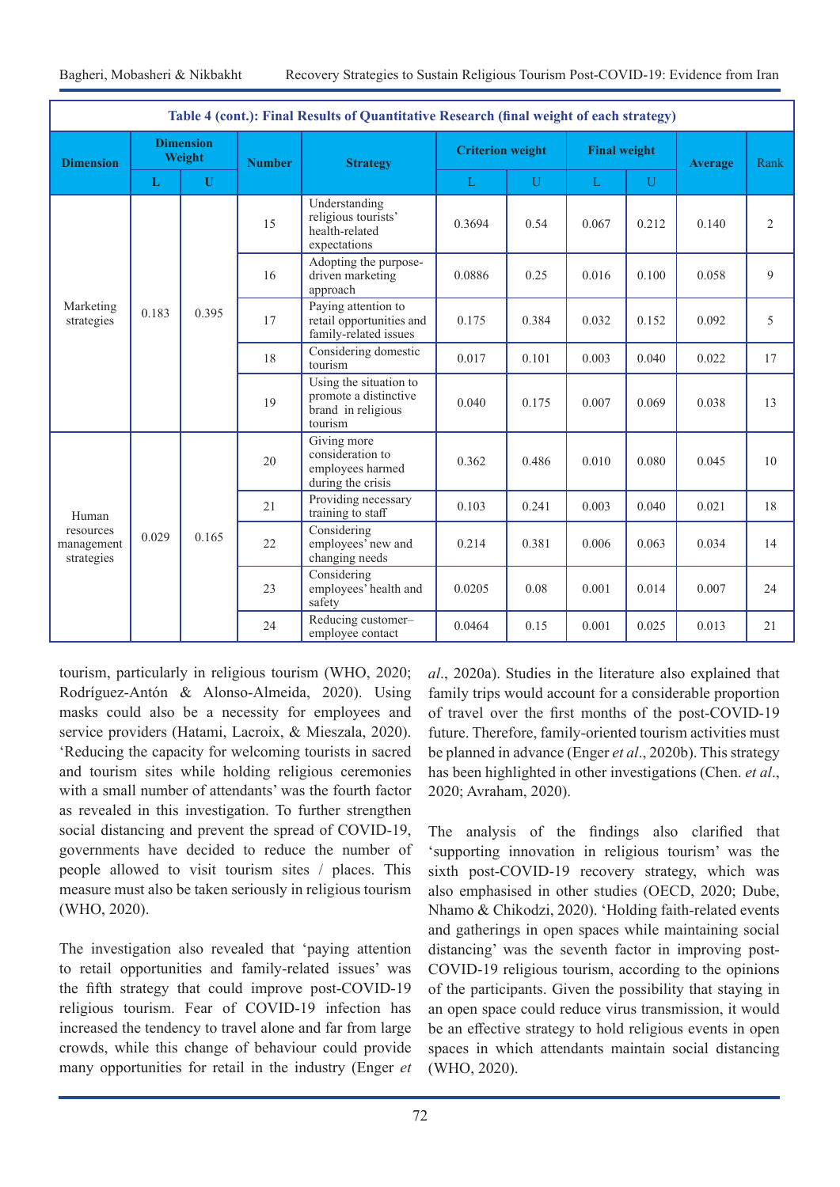**Table 4 (cont.): Final Results of Quantitative Research (final weight of each strategy)**

| Dimension | Dimension Weight | | Number | Strategy | Criterion weight | | Final weight | | Average | Rank |
|---|---|---|---|---|---|---|---|---|---|---|
| | L | U | | | L | U | L | U | | |
| Marketing strategies | 0.183 | 0.395 | 15 | Understanding religious tourists' health-related expectations | 0.3694 | 0.54 | 0.067 | 0.212 | 0.140 | 2 |
| | | | 16 | Adopting the purpose-driven marketing approach | 0.0886 | 0.25 | 0.016 | 0.100 | 0.058 | 9 |
| | | | 17 | Paying attention to retail opportunities and family-related issues | 0.175 | 0.384 | 0.032 | 0.152 | 0.092 | 5 |
| | | | 18 | Considering domestic tourism | 0.017 | 0.101 | 0.003 | 0.040 | 0.022 | 17 |
| | | | 19 | Using the situation to promote a distinctive brand in religious tourism | 0.040 | 0.175 | 0.007 | 0.069 | 0.038 | 13 |
| Human resources management strategies | 0.029 | 0.165 | 20 | Giving more consideration to employees harmed during the crisis | 0.362 | 0.486 | 0.010 | 0.080 | 0.045 | 10 |
| | | | 21 | Providing necessary training to staff | 0.103 | 0.241 | 0.003 | 0.040 | 0.021 | 18 |
| | | | 22 | Considering employees' new and changing needs | 0.214 | 0.381 | 0.006 | 0.063 | 0.034 | 14 |
| | | | 23 | Considering employees' health and safety | 0.0205 | 0.08 | 0.001 | 0.014 | 0.007 | 24 |
| | | | 24 | Reducing customer–employee contact | 0.0464 | 0.15 | 0.001 | 0.025 | 0.013 | 21 |

tourism, particularly in religious tourism (WHO, 2020; Rodríguez-Antón & Alonso-Almeida, 2020). Using masks could also be a necessity for employees and service providers (Hatami, Lacroix, & Mieszala, 2020). 'Reducing the capacity for welcoming tourists in sacred and tourism sites while holding religious ceremonies with a small number of attendants' was the fourth factor as revealed in this investigation. To further strengthen social distancing and prevent the spread of COVID-19, governments have decided to reduce the number of people allowed to visit tourism sites / places. This measure must also be taken seriously in religious tourism (WHO, 2020).

The investigation also revealed that 'paying attention to retail opportunities and family-related issues' was the fifth strategy that could improve post-COVID-19 religious tourism. Fear of COVID-19 infection has increased the tendency to travel alone and far from large crowds, while this change of behaviour could provide many opportunities for retail in the industry (Enger *et al*., 2020a). Studies in the literature also explained that family trips would account for a considerable proportion of travel over the first months of the post-COVID-19 future. Therefore, family-oriented tourism activities must be planned in advance (Enger *et al*., 2020b). This strategy has been highlighted in other investigations (Chen. *et al*., 2020; Avraham, 2020).

The analysis of the findings also clarified that 'supporting innovation in religious tourism' was the sixth post-COVID-19 recovery strategy, which was also emphasised in other studies (OECD, 2020; Dube, Nhamo & Chikodzi, 2020). 'Holding faith-related events and gatherings in open spaces while maintaining social distancing' was the seventh factor in improving post-COVID-19 religious tourism, according to the opinions of the participants. Given the possibility that staying in an open space could reduce virus transmission, it would be an effective strategy to hold religious events in open spaces in which attendants maintain social distancing (WHO, 2020).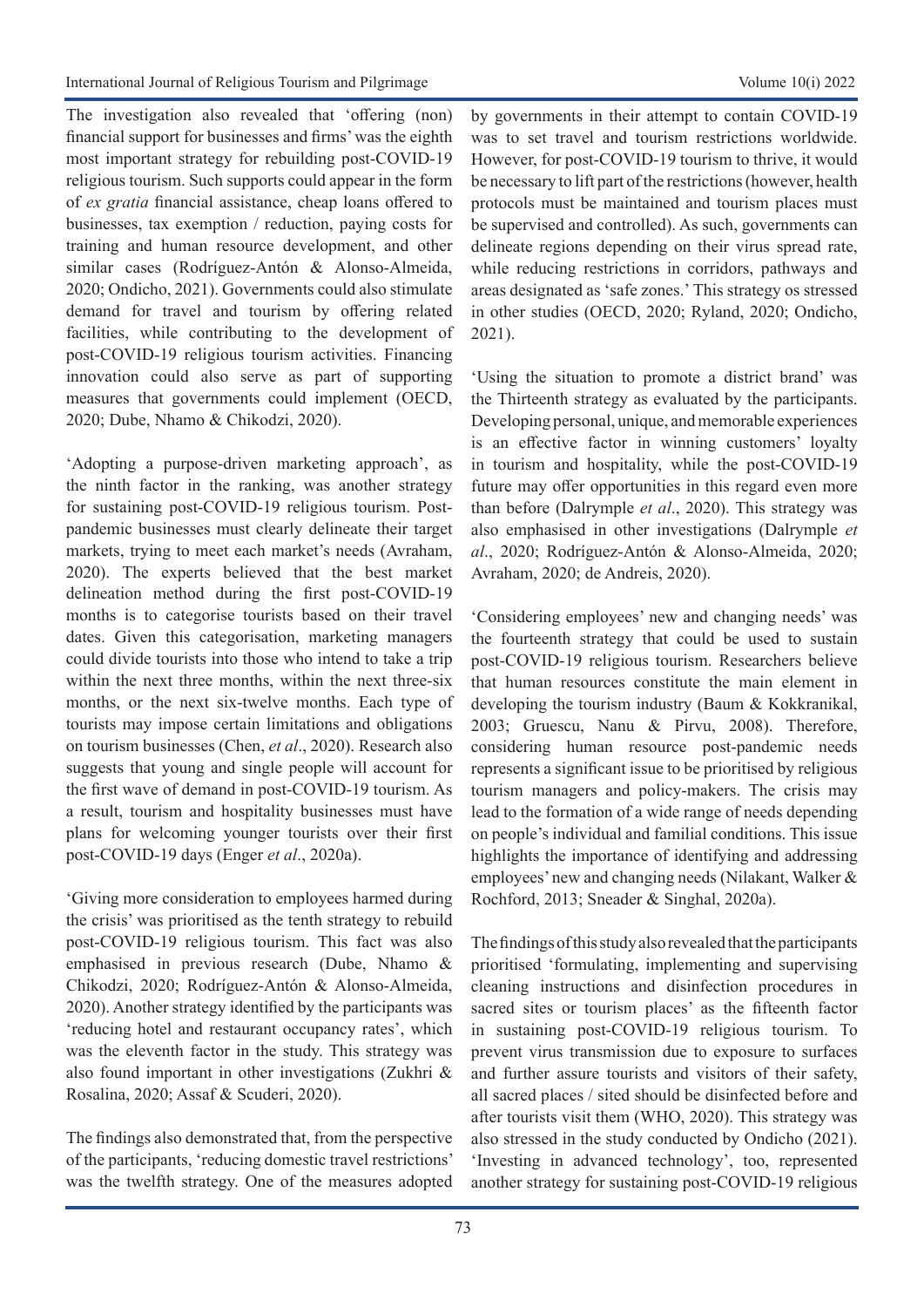The investigation also revealed that ‘offering (non) financial support for businesses and firms’ was the eighth most important strategy for rebuilding post-COVID-19 religious tourism. Such supports could appear in the form of *ex gratia* financial assistance, cheap loans offered to businesses, tax exemption / reduction, paying costs for training and human resource development, and other similar cases (Rodríguez-Antón & Alonso-Almeida, 2020; Ondicho, 2021). Governments could also stimulate demand for travel and tourism by offering related facilities, while contributing to the development of post-COVID-19 religious tourism activities. Financing innovation could also serve as part of supporting measures that governments could implement (OECD, 2020; Dube, Nhamo & Chikodzi, 2020).

‘Adopting a purpose-driven marketing approach’, as the ninth factor in the ranking, was another strategy for sustaining post-COVID-19 religious tourism. Post-pandemic businesses must clearly delineate their target markets, trying to meet each market’s needs (Avraham, 2020). The experts believed that the best market delineation method during the first post-COVID-19 months is to categorise tourists based on their travel dates. Given this categorisation, marketing managers could divide tourists into those who intend to take a trip within the next three months, within the next three-six months, or the next six-twelve months. Each type of tourists may impose certain limitations and obligations on tourism businesses (Chen, *et al*., 2020). Research also suggests that young and single people will account for the first wave of demand in post-COVID-19 tourism. As a result, tourism and hospitality businesses must have plans for welcoming younger tourists over their first post-COVID-19 days (Enger *et al*., 2020a).

‘Giving more consideration to employees harmed during the crisis’ was prioritised as the tenth strategy to rebuild post-COVID-19 religious tourism. This fact was also emphasised in previous research (Dube, Nhamo & Chikodzi, 2020; Rodríguez-Antón & Alonso-Almeida, 2020). Another strategy identified by the participants was ‘reducing hotel and restaurant occupancy rates’, which was the eleventh factor in the study. This strategy was also found important in other investigations (Zukhri & Rosalina, 2020; Assaf & Scuderi, 2020).

The findings also demonstrated that, from the perspective of the participants, ‘reducing domestic travel restrictions’ was the twelfth strategy. One of the measures adopted by governments in their attempt to contain COVID-19 was to set travel and tourism restrictions worldwide. However, for post-COVID-19 tourism to thrive, it would be necessary to lift part of the restrictions (however, health protocols must be maintained and tourism places must be supervised and controlled). As such, governments can delineate regions depending on their virus spread rate, while reducing restrictions in corridors, pathways and areas designated as ‘safe zones.’ This strategy os stressed in other studies (OECD, 2020; Ryland, 2020; Ondicho, 2021).

‘Using the situation to promote a district brand’ was the Thirteenth strategy as evaluated by the participants. Developing personal, unique, and memorable experiences is an effective factor in winning customers’ loyalty in tourism and hospitality, while the post-COVID-19 future may offer opportunities in this regard even more than before (Dalrymple *et al*., 2020). This strategy was also emphasised in other investigations (Dalrymple *et al*., 2020; Rodríguez-Antón & Alonso-Almeida, 2020; Avraham, 2020; de Andreis, 2020).

‘Considering employees’ new and changing needs’ was the fourteenth strategy that could be used to sustain post-COVID-19 religious tourism. Researchers believe that human resources constitute the main element in developing the tourism industry (Baum & Kokkranikal, 2003; Gruescu, Nanu & Pirvu, 2008). Therefore, considering human resource post-pandemic needs represents a significant issue to be prioritised by religious tourism managers and policy-makers. The crisis may lead to the formation of a wide range of needs depending on people’s individual and familial conditions. This issue highlights the importance of identifying and addressing employees’ new and changing needs (Nilakant, Walker & Rochford, 2013; Sneader & Singhal, 2020a).

The findings of this study also revealed that the participants prioritised ‘formulating, implementing and supervising cleaning instructions and disinfection procedures in sacred sites or tourism places’ as the fifteenth factor in sustaining post-COVID-19 religious tourism. To prevent virus transmission due to exposure to surfaces and further assure tourists and visitors of their safety, all sacred places / sited should be disinfected before and after tourists visit them (WHO, 2020). This strategy was also stressed in the study conducted by Ondicho (2021). ‘Investing in advanced technology’, too, represented another strategy for sustaining post-COVID-19 religious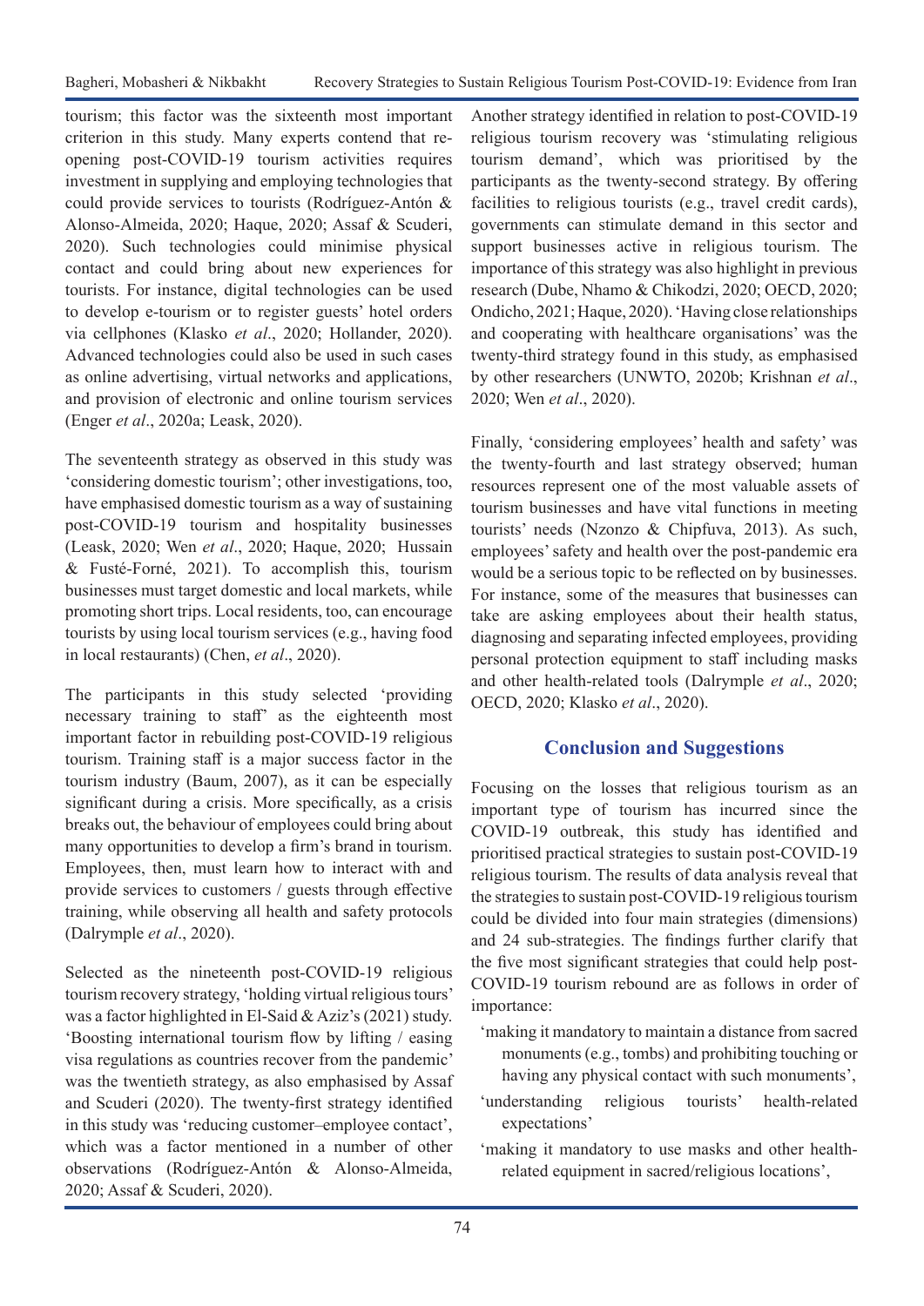tourism; this factor was the sixteenth most important criterion in this study. Many experts contend that re-opening post-COVID-19 tourism activities requires investment in supplying and employing technologies that could provide services to tourists (Rodríguez-Antón & Alonso-Almeida, 2020; Haque, 2020; Assaf & Scuderi, 2020). Such technologies could minimise physical contact and could bring about new experiences for tourists. For instance, digital technologies can be used to develop e-tourism or to register guests' hotel orders via cellphones (Klasko *et al*., 2020; Hollander, 2020). Advanced technologies could also be used in such cases as online advertising, virtual networks and applications, and provision of electronic and online tourism services (Enger *et al*., 2020a; Leask, 2020).

The seventeenth strategy as observed in this study was 'considering domestic tourism'; other investigations, too, have emphasised domestic tourism as a way of sustaining post-COVID-19 tourism and hospitality businesses (Leask, 2020; Wen *et al*., 2020; Haque, 2020; Hussain & Fusté-Forné, 2021). To accomplish this, tourism businesses must target domestic and local markets, while promoting short trips. Local residents, too, can encourage tourists by using local tourism services (e.g., having food in local restaurants) (Chen, *et al*., 2020).

The participants in this study selected 'providing necessary training to staff' as the eighteenth most important factor in rebuilding post-COVID-19 religious tourism. Training staff is a major success factor in the tourism industry (Baum, 2007), as it can be especially significant during a crisis. More specifically, as a crisis breaks out, the behaviour of employees could bring about many opportunities to develop a firm's brand in tourism. Employees, then, must learn how to interact with and provide services to customers / guests through effective training, while observing all health and safety protocols (Dalrymple *et al*., 2020).

Selected as the nineteenth post-COVID-19 religious tourism recovery strategy, 'holding virtual religious tours' was a factor highlighted in El-Said & Aziz's (2021) study. 'Boosting international tourism flow by lifting / easing visa regulations as countries recover from the pandemic' was the twentieth strategy, as also emphasised by Assaf and Scuderi (2020). The twenty-first strategy identified in this study was 'reducing customer–employee contact', which was a factor mentioned in a number of other observations (Rodríguez-Antón & Alonso-Almeida, 2020; Assaf & Scuderi, 2020).

Another strategy identified in relation to post-COVID-19 religious tourism recovery was 'stimulating religious tourism demand', which was prioritised by the participants as the twenty-second strategy. By offering facilities to religious tourists (e.g., travel credit cards), governments can stimulate demand in this sector and support businesses active in religious tourism. The importance of this strategy was also highlighted in previous research (Dube, Nhamo & Chikodzi, 2020; OECD, 2020; Ondicho, 2021; Haque, 2020). 'Having close relationships and cooperating with healthcare organisations' was the twenty-third strategy found in this study, as emphasised by other researchers (UNWTO, 2020b; Krishnan *et al*., 2020; Wen *et al*., 2020).

Finally, 'considering employees' health and safety' was the twenty-fourth and last strategy observed; human resources represent one of the most valuable assets of tourism businesses and have vital functions in meeting tourists' needs (Nzonzo & Chipfuva, 2013). As such, employees' safety and health over the post-pandemic era would be a serious topic to be reflected on by businesses. For instance, some of the measures that businesses can take are asking employees about their health status, diagnosing and separating infected employees, providing personal protection equipment to staff including masks and other health-related tools (Dalrymple *et al*., 2020; OECD, 2020; Klasko *et al*., 2020).

## Conclusion and Suggestions

Focusing on the losses that religious tourism as an important type of tourism has incurred since the COVID-19 outbreak, this study has identified and prioritised practical strategies to sustain post-COVID-19 religious tourism. The results of data analysis reveal that the strategies to sustain post-COVID-19 religious tourism could be divided into four main strategies (dimensions) and 24 sub-strategies. The findings further clarify that the five most significant strategies that could help post-COVID-19 tourism rebound are as follows in order of importance:

- 'making it mandatory to maintain a distance from sacred monuments (e.g., tombs) and prohibiting touching or having any physical contact with such monuments',
- 'understanding religious tourists' health-related expectations'
- 'making it mandatory to use masks and other health-related equipment in sacred/religious locations',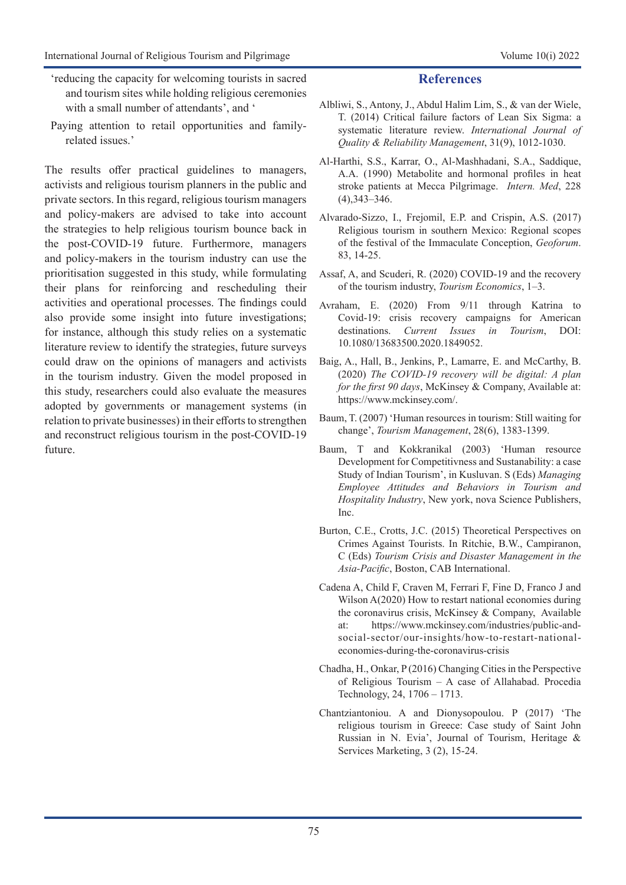'reducing the capacity for welcoming tourists in sacred and tourism sites while holding religious ceremonies with a small number of attendants', and '

Paying attention to retail opportunities and family-related issues.'

The results offer practical guidelines to managers, activists and religious tourism planners in the public and private sectors. In this regard, religious tourism managers and policy-makers are advised to take into account the strategies to help religious tourism bounce back in the post-COVID-19 future. Furthermore, managers and policy-makers in the tourism industry can use the prioritisation suggested in this study, while formulating their plans for reinforcing and rescheduling their activities and operational processes. The findings could also provide some insight into future investigations; for instance, although this study relies on a systematic literature review to identify the strategies, future surveys could draw on the opinions of managers and activists in the tourism industry. Given the model proposed in this study, researchers could also evaluate the measures adopted by governments or management systems (in relation to private businesses) in their efforts to strengthen and reconstruct religious tourism in the post-COVID-19 future.

## References

Albliwi, S., Antony, J., Abdul Halim Lim, S., & van der Wiele, T. (2014) Critical failure factors of Lean Six Sigma: a systematic literature review. *International Journal of Quality & Reliability Management*, 31(9), 1012-1030.

Al-Harthi, S.S., Karrar, O., Al-Mashhadani, S.A., Saddique, A.A. (1990) Metabolite and hormonal profiles in heat stroke patients at Mecca Pilgrimage. *Intern. Med*, 228 (4),343–346.

Alvarado-Sizzo, I., Frejomil, E.P. and Crispin, A.S. (2017) Religious tourism in southern Mexico: Regional scopes of the festival of the Immaculate Conception, *Geoforum*. 83, 14-25.

Assaf, A, and Scuderi, R. (2020) COVID-19 and the recovery of the tourism industry, *Tourism Economics*, 1–3.

Avraham, E. (2020) From 9/11 through Katrina to Covid-19: crisis recovery campaigns for American destinations. *Current Issues in Tourism*, DOI: 10.1080/13683500.2020.1849052.

Baig, A., Hall, B., Jenkins, P., Lamarre, E. and McCarthy, B. (2020) *The COVID-19 recovery will be digital: A plan for the first 90 days*, McKinsey & Company, Available at: https://www.mckinsey.com/.

Baum, T. (2007) 'Human resources in tourism: Still waiting for change', *Tourism Management*, 28(6), 1383-1399.

Baum, T and Kokkranikal (2003) 'Human resource Development for Competitivness and Sustanability: a case Study of Indian Tourism', in Kusluvan. S (Eds) *Managing Employee Attitudes and Behaviors in Tourism and Hospitality Industry*, New york, nova Science Publishers, Inc.

Burton, C.E., Crotts, J.C. (2015) Theoretical Perspectives on Crimes Against Tourists. In Ritchie, B.W., Campiranon, C (Eds) *Tourism Crisis and Disaster Management in the Asia-Pacific*, Boston, CAB International.

Cadena A, Child F, Craven M, Ferrari F, Fine D, Franco J and Wilson A(2020) How to restart national economies during the coronavirus crisis, McKinsey & Company, Available at: https://www.mckinsey.com/industries/public-and-social-sector/our-insights/how-to-restart-national-economies-during-the-coronavirus-crisis

Chadha, H., Onkar, P (2016) Changing Cities in the Perspective of Religious Tourism – A case of Allahabad. Procedia Technology, 24, 1706 – 1713.

Chantziantoniou. A and Dionysopoulou. P (2017) 'The religious tourism in Greece: Case study of Saint John Russian in N. Evia', Journal of Tourism, Heritage & Services Marketing, 3 (2), 15-24.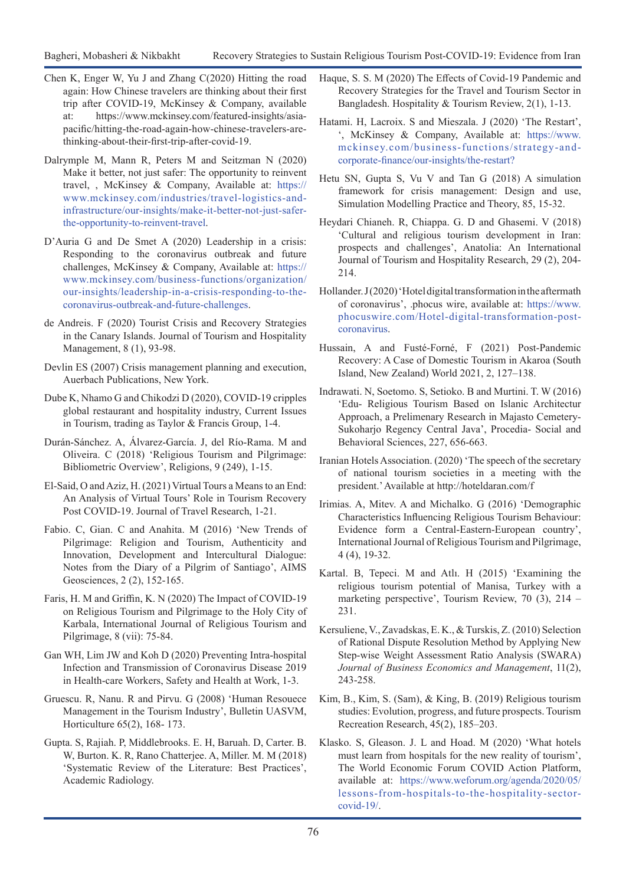Chen K, Enger W, Yu J and Zhang C(2020) Hitting the road again: How Chinese travelers are thinking about their first trip after COVID-19, McKinsey & Company, available at: https://www.mckinsey.com/featured-insights/asia-pacific/hitting-the-road-again-how-chinese-travelers-are-thinking-about-their-first-trip-after-covid-19.

Dalrymple M, Mann R, Peters M and Seitzman N (2020) Make it better, not just safer: The opportunity to reinvent travel, , McKinsey & Company, Available at: https://www.mckinsey.com/industries/travel-logistics-and-infrastructure/our-insights/make-it-better-not-just-safer-the-opportunity-to-reinvent-travel.

D'Auria G and De Smet A (2020) Leadership in a crisis: Responding to the coronavirus outbreak and future challenges, McKinsey & Company, Available at: https://www.mckinsey.com/business-functions/organization/our-insights/leadership-in-a-crisis-responding-to-the-coronavirus-outbreak-and-future-challenges.

de Andreis. F (2020) Tourist Crisis and Recovery Strategies in the Canary Islands. Journal of Tourism and Hospitality Management, 8 (1), 93-98.

Devlin ES (2007) Crisis management planning and execution, Auerbach Publications, New York.

Dube K, Nhamo G and Chikodzi D (2020), COVID-19 cripples global restaurant and hospitality industry, Current Issues in Tourism, trading as Taylor & Francis Group, 1-4.

Durán-Sánchez. A, Álvarez-García. J, del Río-Rama. M and Oliveira. C (2018) 'Religious Tourism and Pilgrimage: Bibliometric Overview', Religions, 9 (249), 1-15.

El-Said, O and Aziz, H. (2021) Virtual Tours a Means to an End: An Analysis of Virtual Tours' Role in Tourism Recovery Post COVID-19. Journal of Travel Research, 1-21.

Fabio. C, Gian. C and Anahita. M (2016) 'New Trends of Pilgrimage: Religion and Tourism, Authenticity and Innovation, Development and Intercultural Dialogue: Notes from the Diary of a Pilgrim of Santiago', AIMS Geosciences, 2 (2), 152-165.

Faris, H. M and Griffin, K. N (2020) The Impact of COVID-19 on Religious Tourism and Pilgrimage to the Holy City of Karbala, International Journal of Religious Tourism and Pilgrimage, 8 (vii): 75-84.

Gan WH, Lim JW and Koh D (2020) Preventing Intra-hospital Infection and Transmission of Coronavirus Disease 2019 in Health-care Workers, Safety and Health at Work, 1-3.

Gruescu. R, Nanu. R and Pirvu. G (2008) 'Human Resouece Management in the Tourism Industry', Bulletin UASVM, Horticulture 65(2), 168- 173.

Gupta. S, Rajiah. P, Middlebrooks. E. H, Baruah. D, Carter. B. W, Burton. K. R, Rano Chatterjee. A, Miller. M. M (2018) 'Systematic Review of the Literature: Best Practices', Academic Radiology.

Haque, S. S. M (2020) The Effects of Covid-19 Pandemic and Recovery Strategies for the Travel and Tourism Sector in Bangladesh. Hospitality & Tourism Review, 2(1), 1-13.

Hatami. H, Lacroix. S and Mieszala. J (2020) 'The Restart', ', McKinsey & Company, Available at: https://www.mckinsey.com/business-functions/strategy-and-corporate-finance/our-insights/the-restart?

Hetu SN, Gupta S, Vu V and Tan G (2018) A simulation framework for crisis management: Design and use, Simulation Modelling Practice and Theory, 85, 15-32.

Heydari Chianeh. R, Chiappa. G. D and Ghasemi. V (2018) 'Cultural and religious tourism development in Iran: prospects and challenges', Anatolia: An International Journal of Tourism and Hospitality Research, 29 (2), 204-214.

Hollander. J (2020) 'Hotel digital transformation in the aftermath of coronavirus', .phocus wire, available at: https://www.phocuswire.com/Hotel-digital-transformation-post-coronavirus.

Hussain, A and Fusté-Forné, F (2021) Post-Pandemic Recovery: A Case of Domestic Tourism in Akaroa (South Island, New Zealand) World 2021, 2, 127–138.

Indrawati. N, Soetomo. S, Setioko. B and Murtini. T. W (2016) 'Edu- Religious Tourism Based on Islanic Architectur Approach, a Premilenary Research in Majasto Cemetery-Sukoharjo Regency Central Java', Procedia- Social and Behavioral Sciences, 227, 656-663.

Iranian Hotels Association. (2020) 'The speech of the secretary of national tourism societies in a meeting with the president.' Available at http://hoteldaran.com/f

Irimias. A, Mitev. A and Michalko. G (2016) 'Demographic Characteristics Influencing Religious Tourism Behaviour: Evidence form a Central-Eastern-European country', International Journal of Religious Tourism and Pilgrimage, 4 (4), 19-32.

Kartal. B, Tepeci. M and Atlı. H (2015) 'Examining the religious tourism potential of Manisa, Turkey with a marketing perspective', Tourism Review, 70 (3), 214 – 231.

Kersuliene, V., Zavadskas, E. K., & Turskis, Z. (2010) Selection of Rational Dispute Resolution Method by Applying New Step-wise Weight Assessment Ratio Analysis (SWARA) *Journal of Business Economics and Management*, 11(2), 243-258.

Kim, B., Kim, S. (Sam), & King, B. (2019) Religious tourism studies: Evolution, progress, and future prospects. Tourism Recreation Research, 45(2), 185–203.

Klasko. S, Gleason. J. L and Hoad. M (2020) 'What hotels must learn from hospitals for the new reality of tourism', The World Economic Forum COVID Action Platform, available at: https://www.weforum.org/agenda/2020/05/lessons-from-hospitals-to-the-hospitality-sector-covid-19/.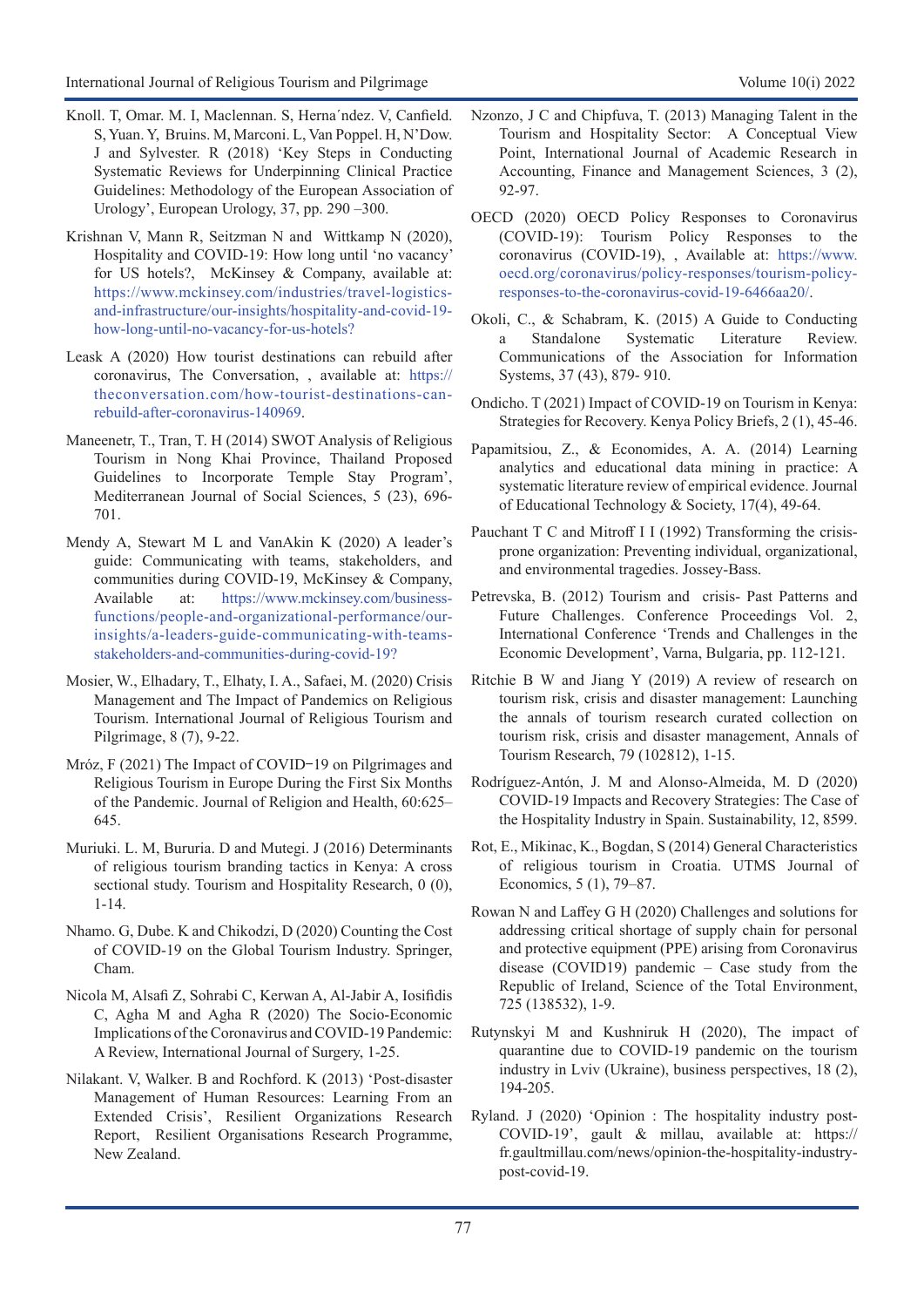Knoll. T, Omar. M. I, Maclennan. S, Herna´ndez. V, Canfield. S, Yuan. Y, Bruins. M, Marconi. L, Van Poppel. H, N'Dow. J and Sylvester. R (2018) 'Key Steps in Conducting Systematic Reviews for Underpinning Clinical Practice Guidelines: Methodology of the European Association of Urology', European Urology, 37, pp. 290 –300.

Krishnan V, Mann R, Seitzman N and Wittkamp N (2020), Hospitality and COVID-19: How long until 'no vacancy' for US hotels?, McKinsey & Company, available at: https://www.mckinsey.com/industries/travel-logistics-and-infrastructure/our-insights/hospitality-and-covid-19-how-long-until-no-vacancy-for-us-hotels?

Leask A (2020) How tourist destinations can rebuild after coronavirus, The Conversation, , available at: https://theconversation.com/how-tourist-destinations-can-rebuild-after-coronavirus-140969.

Maneenetr, T., Tran, T. H (2014) SWOT Analysis of Religious Tourism in Nong Khai Province, Thailand Proposed Guidelines to Incorporate Temple Stay Program', Mediterranean Journal of Social Sciences, 5 (23), 696-701.

Mendy A, Stewart M L and VanAkin K (2020) A leader's guide: Communicating with teams, stakeholders, and communities during COVID-19, McKinsey & Company, Available at: https://www.mckinsey.com/business-functions/people-and-organizational-performance/our-insights/a-leaders-guide-communicating-with-teams-stakeholders-and-communities-during-covid-19?

Mosier, W., Elhadary, T., Elhaty, I. A., Safaei, M. (2020) Crisis Management and The Impact of Pandemics on Religious Tourism. International Journal of Religious Tourism and Pilgrimage, 8 (7), 9-22.

Mróz, F (2021) The Impact of COVID-19 on Pilgrimages and Religious Tourism in Europe During the First Six Months of the Pandemic. Journal of Religion and Health, 60:625–645.

Muriuki. L. M, Bururia. D and Mutegi. J (2016) Determinants of religious tourism branding tactics in Kenya: A cross sectional study. Tourism and Hospitality Research, 0 (0), 1-14.

Nhamo. G, Dube. K and Chikodzi, D (2020) Counting the Cost of COVID-19 on the Global Tourism Industry. Springer, Cham.

Nicola M, Alsafi Z, Sohrabi C, Kerwan A, Al-Jabir A, Iosifidis C, Agha M and Agha R (2020) The Socio-Economic Implications of the Coronavirus and COVID-19 Pandemic: A Review, International Journal of Surgery, 1-25.

Nilakant. V, Walker. B and Rochford. K (2013) 'Post-disaster Management of Human Resources: Learning From an Extended Crisis', Resilient Organizations Research Report, Resilient Organisations Research Programme, New Zealand.

Nzonzo, J C and Chipfuva, T. (2013) Managing Talent in the Tourism and Hospitality Sector: A Conceptual View Point, International Journal of Academic Research in Accounting, Finance and Management Sciences, 3 (2), 92-97.

OECD (2020) OECD Policy Responses to Coronavirus (COVID-19): Tourism Policy Responses to the coronavirus (COVID-19), , Available at: https://www.oecd.org/coronavirus/policy-responses/tourism-policy-responses-to-the-coronavirus-covid-19-6466aa20/.

Okoli, C., & Schabram, K. (2015) A Guide to Conducting a Standalone Systematic Literature Review. Communications of the Association for Information Systems, 37 (43), 879- 910.

Ondicho. T (2021) Impact of COVID-19 on Tourism in Kenya: Strategies for Recovery. Kenya Policy Briefs, 2 (1), 45-46.

Papamitsiou, Z., & Economides, A. A. (2014) Learning analytics and educational data mining in practice: A systematic literature review of empirical evidence. Journal of Educational Technology & Society, 17(4), 49-64.

Pauchant T C and Mitroff I I (1992) Transforming the crisis-prone organization: Preventing individual, organizational, and environmental tragedies. Jossey-Bass.

Petrevska, B. (2012) Tourism and crisis- Past Patterns and Future Challenges. Conference Proceedings Vol. 2, International Conference 'Trends and Challenges in the Economic Development', Varna, Bulgaria, pp. 112-121.

Ritchie B W and Jiang Y (2019) A review of research on tourism risk, crisis and disaster management: Launching the annals of tourism research curated collection on tourism risk, crisis and disaster management, Annals of Tourism Research, 79 (102812), 1-15.

Rodríguez-Antón, J. M and Alonso-Almeida, M. D (2020) COVID-19 Impacts and Recovery Strategies: The Case of the Hospitality Industry in Spain. Sustainability, 12, 8599.

Rot, E., Mikinac, K., Bogdan, S (2014) General Characteristics of religious tourism in Croatia. UTMS Journal of Economics, 5 (1), 79–87.

Rowan N and Laffey G H (2020) Challenges and solutions for addressing critical shortage of supply chain for personal and protective equipment (PPE) arising from Coronavirus disease (COVID19) pandemic – Case study from the Republic of Ireland, Science of the Total Environment, 725 (138532), 1-9.

Rutynskyi M and Kushniruk H (2020), The impact of quarantine due to COVID-19 pandemic on the tourism industry in Lviv (Ukraine), business perspectives, 18 (2), 194-205.

Ryland. J (2020) 'Opinion : The hospitality industry post-COVID-19', gault & millau, available at: https://fr.gaultmillau.com/news/opinion-the-hospitality-industry-post-covid-19.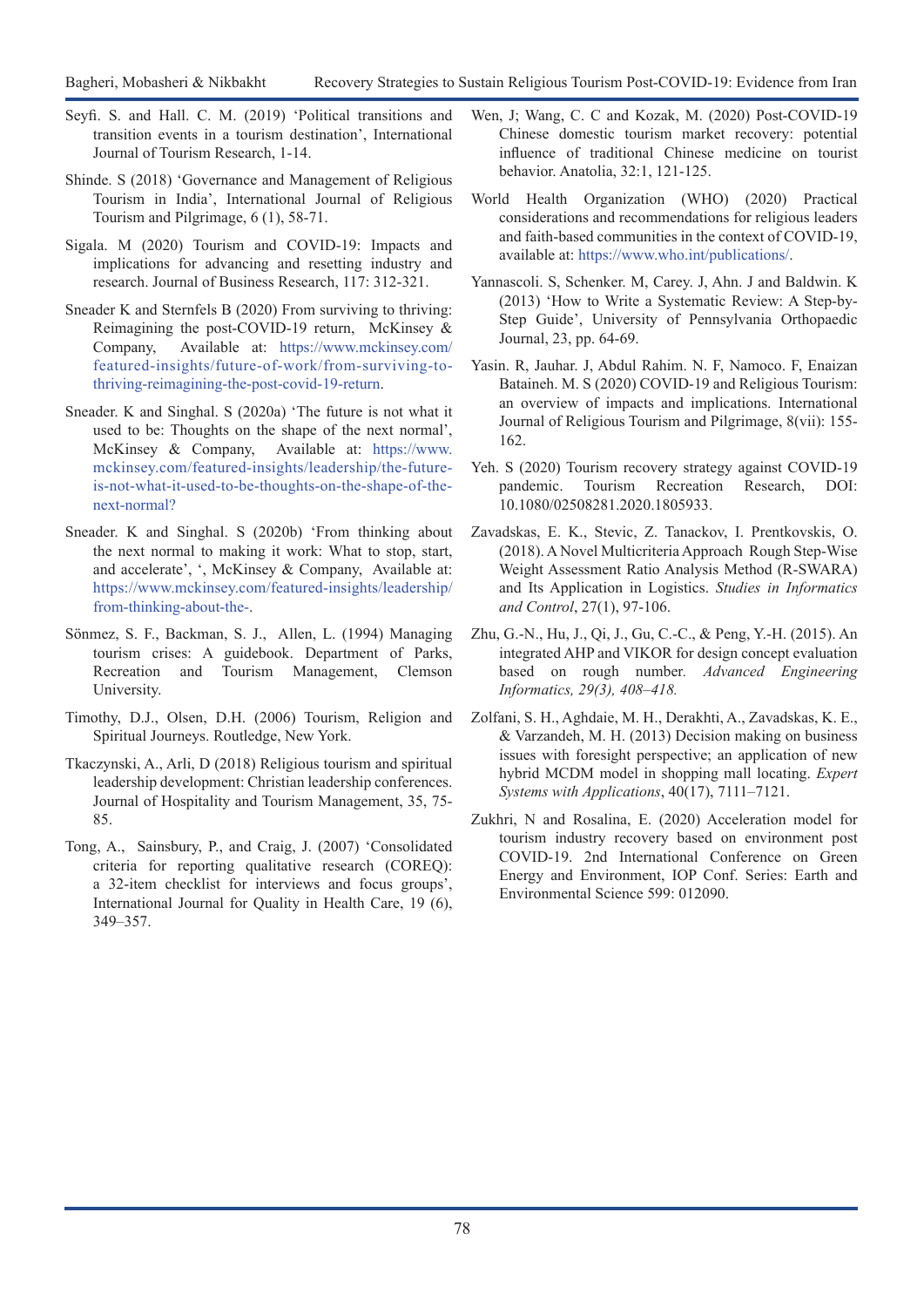Seyfi. S. and Hall. C. M. (2019) 'Political transitions and transition events in a tourism destination', International Journal of Tourism Research, 1-14.

Shinde. S (2018) 'Governance and Management of Religious Tourism in India', International Journal of Religious Tourism and Pilgrimage, 6 (1), 58-71.

Sigala. M (2020) Tourism and COVID-19: Impacts and implications for advancing and resetting industry and research. Journal of Business Research, 117: 312-321.

Sneader K and Sternfels B (2020) From surviving to thriving: Reimagining the post-COVID-19 return, McKinsey & Company, Available at: https://www.mckinsey.com/featured-insights/future-of-work/from-surviving-to-thriving-reimagining-the-post-covid-19-return.

Sneader. K and Singhal. S (2020a) 'The future is not what it used to be: Thoughts on the shape of the next normal', McKinsey & Company, Available at: https://www.mckinsey.com/featured-insights/leadership/the-future-is-not-what-it-used-to-be-thoughts-on-the-shape-of-the-next-normal?

Sneader. K and Singhal. S (2020b) 'From thinking about the next normal to making it work: What to stop, start, and accelerate', ', McKinsey & Company, Available at: https://www.mckinsey.com/featured-insights/leadership/from-thinking-about-the-.

Sönmez, S. F., Backman, S. J., Allen, L. (1994) Managing tourism crises: A guidebook. Department of Parks, Recreation and Tourism Management, Clemson University.

Timothy, D.J., Olsen, D.H. (2006) Tourism, Religion and Spiritual Journeys. Routledge, New York.

Tkaczynski, A., Arli, D (2018) Religious tourism and spiritual leadership development: Christian leadership conferences. Journal of Hospitality and Tourism Management, 35, 75-85.

Tong, A., Sainsbury, P., and Craig, J. (2007) 'Consolidated criteria for reporting qualitative research (COREQ): a 32-item checklist for interviews and focus groups', International Journal for Quality in Health Care, 19 (6), 349–357.

Wen, J; Wang, C. C and Kozak, M. (2020) Post-COVID-19 Chinese domestic tourism market recovery: potential influence of traditional Chinese medicine on tourist behavior. Anatolia, 32:1, 121-125.

World Health Organization (WHO) (2020) Practical considerations and recommendations for religious leaders and faith-based communities in the context of COVID-19, available at: https://www.who.int/publications/.

Yannascoli. S, Schenker. M, Carey. J, Ahn. J and Baldwin. K (2013) 'How to Write a Systematic Review: A Step-by-Step Guide', University of Pennsylvania Orthopaedic Journal, 23, pp. 64-69.

Yasin. R, Jauhar. J, Abdul Rahim. N. F, Namoco. F, Enaizan Bataineh. M. S (2020) COVID-19 and Religious Tourism: an overview of impacts and implications. International Journal of Religious Tourism and Pilgrimage, 8(vii): 155-162.

Yeh. S (2020) Tourism recovery strategy against COVID-19 pandemic. Tourism Recreation Research, DOI: 10.1080/02508281.2020.1805933.

Zavadskas, E. K., Stevic, Z. Tanackov, I. Prentkovskis, O. (2018). A Novel Multicriteria Approach Rough Step-Wise Weight Assessment Ratio Analysis Method (R-SWARA) and Its Application in Logistics. *Studies in Informatics and Control*, 27(1), 97-106.

Zhu, G.-N., Hu, J., Qi, J., Gu, C.-C., & Peng, Y.-H. (2015). An integrated AHP and VIKOR for design concept evaluation based on rough number. *Advanced Engineering Informatics, 29(3), 408–418.*

Zolfani, S. H., Aghdaie, M. H., Derakhti, A., Zavadskas, K. E., & Varzandeh, M. H. (2013) Decision making on business issues with foresight perspective; an application of new hybrid MCDM model in shopping mall locating. *Expert Systems with Applications*, 40(17), 7111–7121.

Zukhri, N and Rosalina, E. (2020) Acceleration model for tourism industry recovery based on environment post COVID-19. 2nd International Conference on Green Energy and Environment, IOP Conf. Series: Earth and Environmental Science 599: 012090.